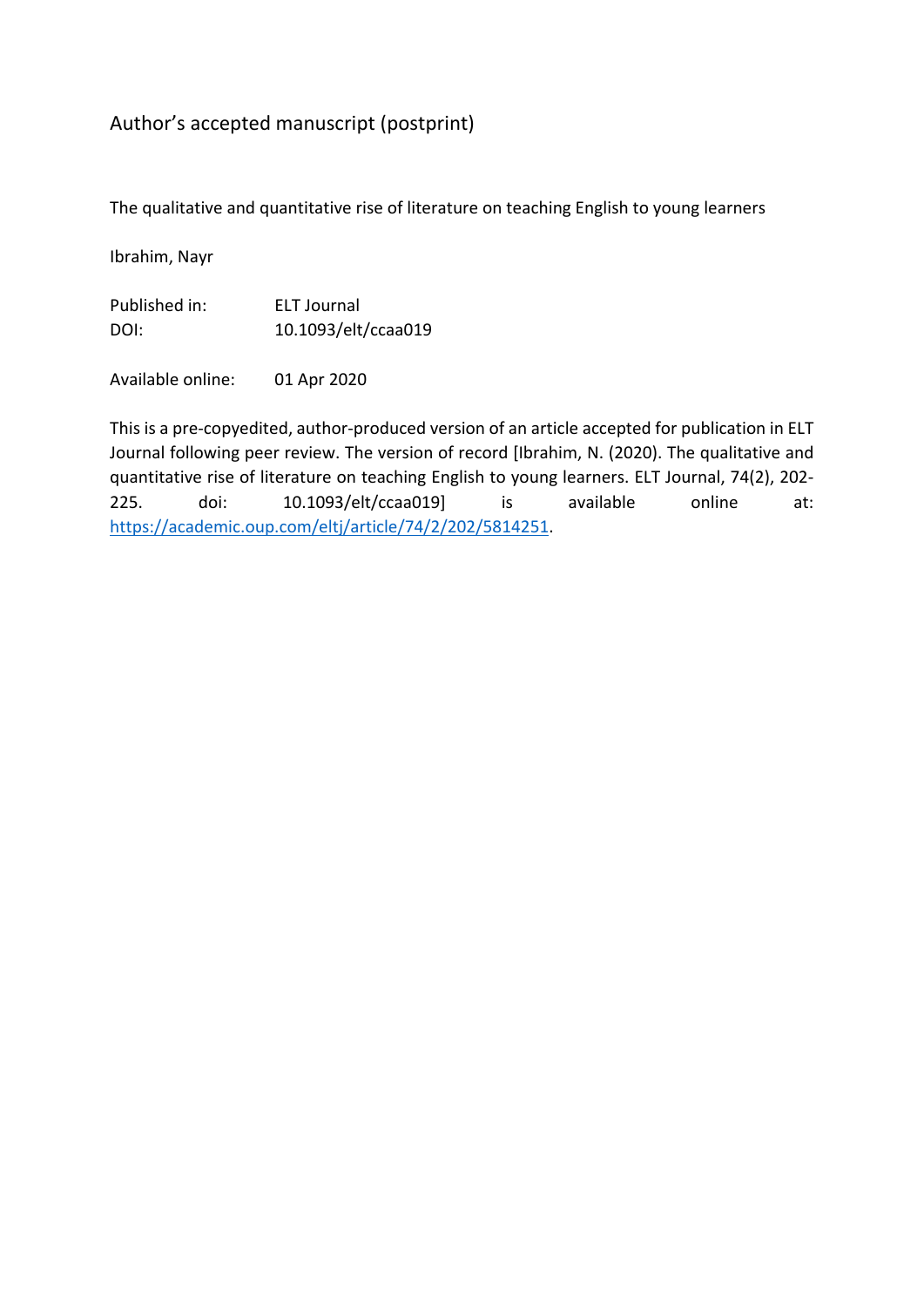Author's accepted manuscript (postprint)

The qualitative and quantitative rise of literature on teaching English to young learners

Ibrahim, Nayr

Published in: ELT Journal
DOI: 10.1093/elt/ccaa019

Available online: 01 Apr 2020

This is a pre-copyedited, author-produced version of an article accepted for publication in ELT Journal following peer review. The version of record [Ibrahim, N. (2020). The qualitative and quantitative rise of literature on teaching English to young learners. ELT Journal, 74(2), 202-225. doi: 10.1093/elt/ccaa019] is available online at: https://academic.oup.com/eltj/article/74/2/202/5814251.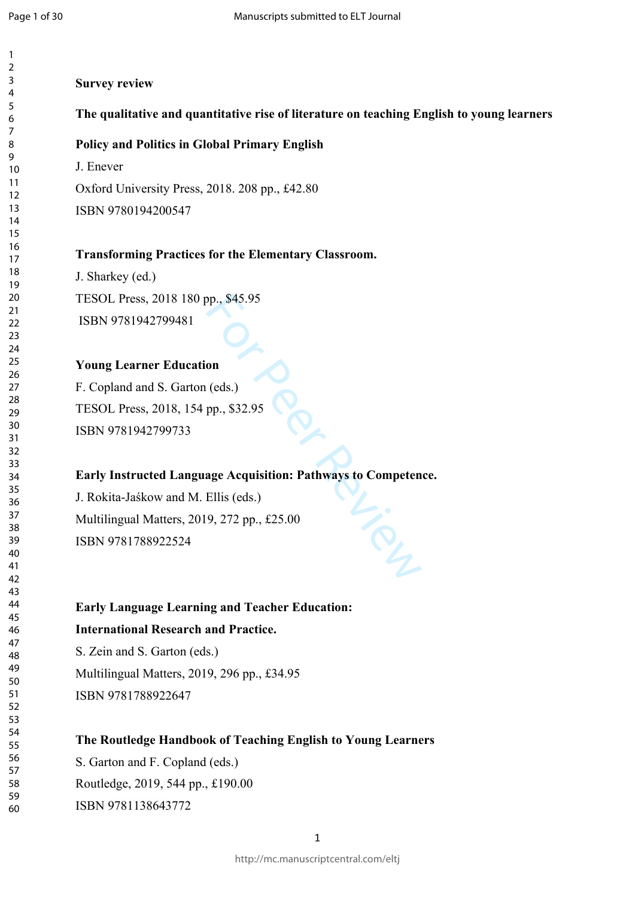**Survey review**

**The qualitative and quantitative rise of literature on teaching English to young learners**

**Policy and Politics in Global Primary English**

J. Enever

Oxford University Press, 2018. 208 pp., £42.80

ISBN 9780194200547

**Transforming Practices for the Elementary Classroom.**

J. Sharkey (ed.)

TESOL Press, 2018 180 pp., $45.95

ISBN 9781942799481

**Young Learner Education**

F. Copland and S. Garton (eds.)

TESOL Press, 2018, 154 pp., $32.95

ISBN 9781942799733

**Early Instructed Language Acquisition: Pathways to Competence.**

J. Rokita-Jaśkow and M. Ellis (eds.)

Multilingual Matters, 2019, 272 pp., £25.00

ISBN 9781788922524

**Early Language Learning and Teacher Education: International Research and Practice.**

S. Zein and S. Garton (eds.)

Multilingual Matters, 2019, 296 pp., £34.95

ISBN 9781788922647

**The Routledge Handbook of Teaching English to Young Learners**

S. Garton and F. Copland (eds.)

Routledge, 2019, 544 pp., £190.00

ISBN 9781138643772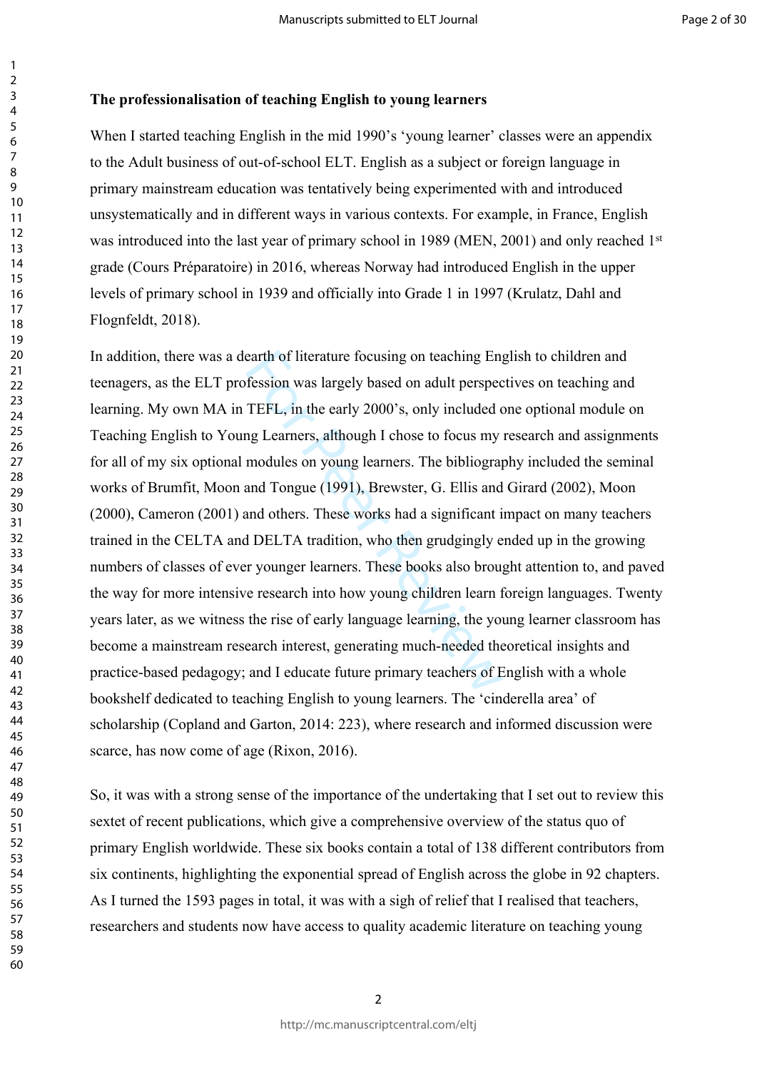**The professionalisation of teaching English to young learners**

When I started teaching English in the mid 1990's 'young learner' classes were an appendix to the Adult business of out-of-school ELT. English as a subject or foreign language in primary mainstream education was tentatively being experimented with and introduced unsystematically and in different ways in various contexts. For example, in France, English was introduced into the last year of primary school in 1989 (MEN, 2001) and only reached 1st grade (Cours Préparatoire) in 2016, whereas Norway had introduced English in the upper levels of primary school in 1939 and officially into Grade 1 in 1997 (Krulatz, Dahl and Flognfeldt, 2018).

In addition, there was a dearth of literature focusing on teaching English to children and teenagers, as the ELT profession was largely based on adult perspectives on teaching and learning. My own MA in TEFL, in the early 2000's, only included one optional module on Teaching English to Young Learners, although I chose to focus my research and assignments for all of my six optional modules on young learners. The bibliography included the seminal works of Brumfit, Moon and Tongue (1991), Brewster, G. Ellis and Girard (2002), Moon (2000), Cameron (2001) and others. These works had a significant impact on many teachers trained in the CELTA and DELTA tradition, who then grudgingly ended up in the growing numbers of classes of ever younger learners. These books also brought attention to, and paved the way for more intensive research into how young children learn foreign languages. Twenty years later, as we witness the rise of early language learning, the young learner classroom has become a mainstream research interest, generating much-needed theoretical insights and practice-based pedagogy; and I educate future primary teachers of English with a whole bookshelf dedicated to teaching English to young learners. The 'cinderella area' of scholarship (Copland and Garton, 2014: 223), where research and informed discussion were scarce, has now come of age (Rixon, 2016).

So, it was with a strong sense of the importance of the undertaking that I set out to review this sextet of recent publications, which give a comprehensive overview of the status quo of primary English worldwide. These six books contain a total of 138 different contributors from six continents, highlighting the exponential spread of English across the globe in 92 chapters. As I turned the 1593 pages in total, it was with a sigh of relief that I realised that teachers, researchers and students now have access to quality academic literature on teaching young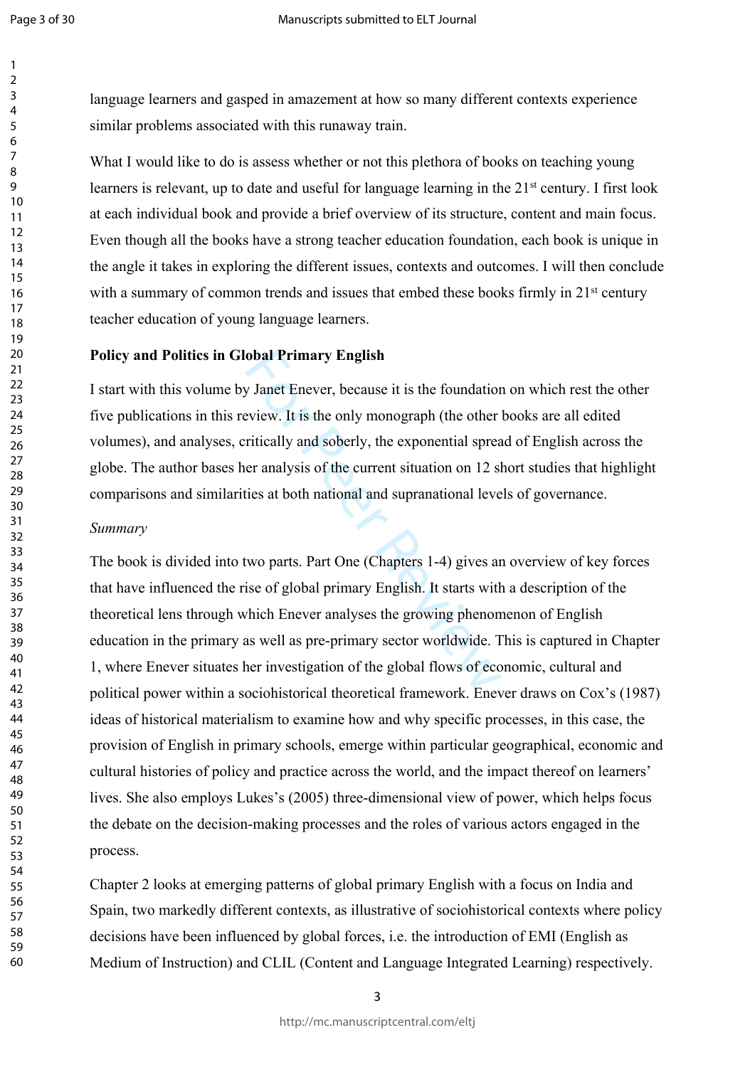language learners and gasped in amazement at how so many different contexts experience similar problems associated with this runaway train.

What I would like to do is assess whether or not this plethora of books on teaching young learners is relevant, up to date and useful for language learning in the 21st century. I first look at each individual book and provide a brief overview of its structure, content and main focus. Even though all the books have a strong teacher education foundation, each book is unique in the angle it takes in exploring the different issues, contexts and outcomes. I will then conclude with a summary of common trends and issues that embed these books firmly in 21st century teacher education of young language learners.

**Policy and Politics in Global Primary English**

I start with this volume by Janet Enever, because it is the foundation on which rest the other five publications in this review. It is the only monograph (the other books are all edited volumes), and analyses, critically and soberly, the exponential spread of English across the globe. The author bases her analysis of the current situation on 12 short studies that highlight comparisons and similarities at both national and supranational levels of governance.

*Summary*

The book is divided into two parts. Part One (Chapters 1-4) gives an overview of key forces that have influenced the rise of global primary English. It starts with a description of the theoretical lens through which Enever analyses the growing phenomenon of English education in the primary as well as pre-primary sector worldwide. This is captured in Chapter 1, where Enever situates her investigation of the global flows of economic, cultural and political power within a sociohistorical theoretical framework. Enever draws on Cox's (1987) ideas of historical materialism to examine how and why specific processes, in this case, the provision of English in primary schools, emerge within particular geographical, economic and cultural histories of policy and practice across the world, and the impact thereof on learners' lives. She also employs Lukes's (2005) three-dimensional view of power, which helps focus the debate on the decision-making processes and the roles of various actors engaged in the process.

Chapter 2 looks at emerging patterns of global primary English with a focus on India and Spain, two markedly different contexts, as illustrative of sociohistorical contexts where policy decisions have been influenced by global forces, i.e. the introduction of EMI (English as Medium of Instruction) and CLIL (Content and Language Integrated Learning) respectively.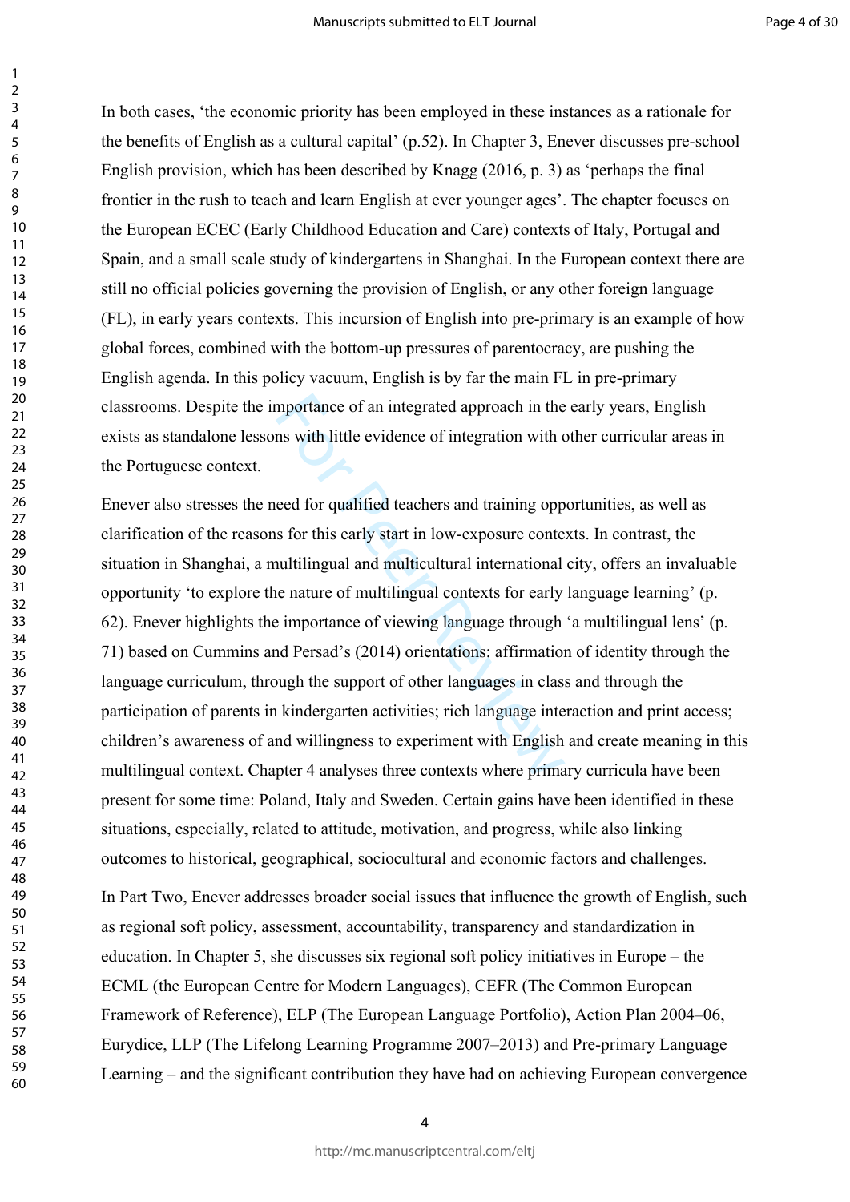In both cases, 'the economic priority has been employed in these instances as a rationale for the benefits of English as a cultural capital' (p.52). In Chapter 3, Enever discusses pre-school English provision, which has been described by Knagg (2016, p. 3) as 'perhaps the final frontier in the rush to teach and learn English at ever younger ages'. The chapter focuses on the European ECEC (Early Childhood Education and Care) contexts of Italy, Portugal and Spain, and a small scale study of kindergartens in Shanghai. In the European context there are still no official policies governing the provision of English, or any other foreign language (FL), in early years contexts. This incursion of English into pre-primary is an example of how global forces, combined with the bottom-up pressures of parentocracy, are pushing the English agenda. In this policy vacuum, English is by far the main FL in pre-primary classrooms. Despite the importance of an integrated approach in the early years, English exists as standalone lessons with little evidence of integration with other curricular areas in the Portuguese context.

Enever also stresses the need for qualified teachers and training opportunities, as well as clarification of the reasons for this early start in low-exposure contexts. In contrast, the situation in Shanghai, a multilingual and multicultural international city, offers an invaluable opportunity 'to explore the nature of multilingual contexts for early language learning' (p. 62). Enever highlights the importance of viewing language through 'a multilingual lens' (p. 71) based on Cummins and Persad's (2014) orientations: affirmation of identity through the language curriculum, through the support of other languages in class and through the participation of parents in kindergarten activities; rich language interaction and print access; children's awareness of and willingness to experiment with English and create meaning in this multilingual context. Chapter 4 analyses three contexts where primary curricula have been present for some time: Poland, Italy and Sweden. Certain gains have been identified in these situations, especially, related to attitude, motivation, and progress, while also linking outcomes to historical, geographical, sociocultural and economic factors and challenges.

In Part Two, Enever addresses broader social issues that influence the growth of English, such as regional soft policy, assessment, accountability, transparency and standardization in education. In Chapter 5, she discusses six regional soft policy initiatives in Europe – the ECML (the European Centre for Modern Languages), CEFR (The Common European Framework of Reference), ELP (The European Language Portfolio), Action Plan 2004–06, Eurydice, LLP (The Lifelong Learning Programme 2007–2013) and Pre-primary Language Learning – and the significant contribution they have had on achieving European convergence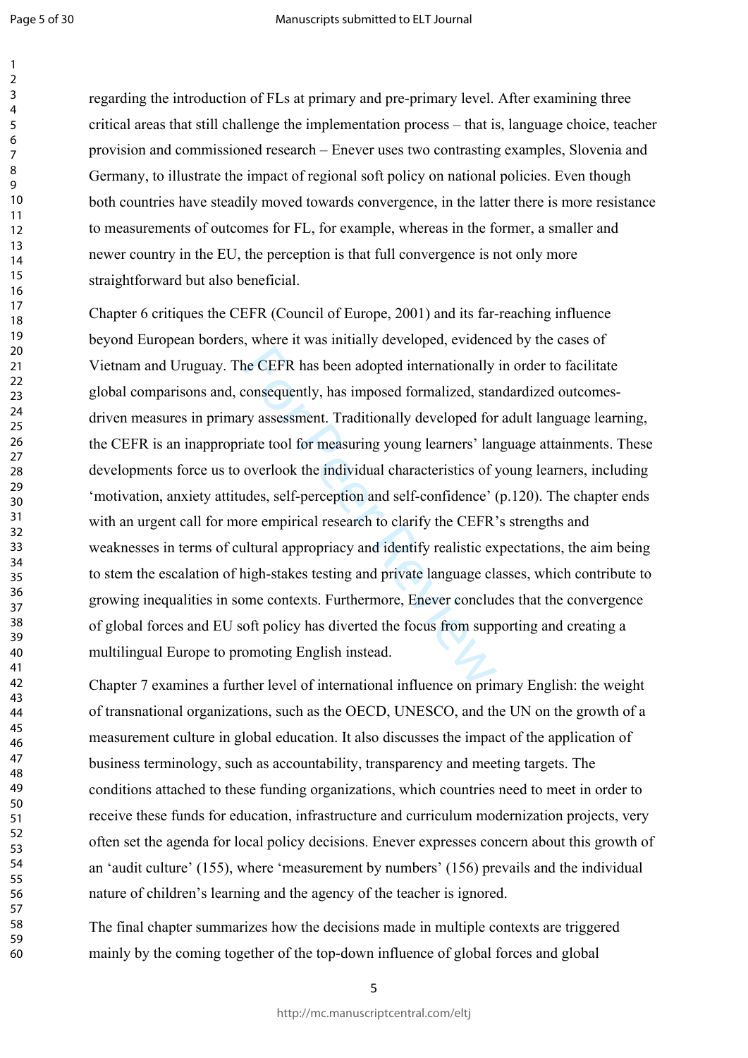regarding the introduction of FLs at primary and pre-primary level. After examining three critical areas that still challenge the implementation process – that is, language choice, teacher provision and commissioned research – Enever uses two contrasting examples, Slovenia and Germany, to illustrate the impact of regional soft policy on national policies. Even though both countries have steadily moved towards convergence, in the latter there is more resistance to measurements of outcomes for FL, for example, whereas in the former, a smaller and newer country in the EU, the perception is that full convergence is not only more straightforward but also beneficial.

Chapter 6 critiques the CEFR (Council of Europe, 2001) and its far-reaching influence beyond European borders, where it was initially developed, evidenced by the cases of Vietnam and Uruguay. The CEFR has been adopted internationally in order to facilitate global comparisons and, consequently, has imposed formalized, standardized outcomes-driven measures in primary assessment. Traditionally developed for adult language learning, the CEFR is an inappropriate tool for measuring young learners' language attainments. These developments force us to overlook the individual characteristics of young learners, including 'motivation, anxiety attitudes, self-perception and self-confidence' (p.120). The chapter ends with an urgent call for more empirical research to clarify the CEFR's strengths and weaknesses in terms of cultural appropriacy and identify realistic expectations, the aim being to stem the escalation of high-stakes testing and private language classes, which contribute to growing inequalities in some contexts. Furthermore, Enever concludes that the convergence of global forces and EU soft policy has diverted the focus from supporting and creating a multilingual Europe to promoting English instead.

Chapter 7 examines a further level of international influence on primary English: the weight of transnational organizations, such as the OECD, UNESCO, and the UN on the growth of a measurement culture in global education. It also discusses the impact of the application of business terminology, such as accountability, transparency and meeting targets. The conditions attached to these funding organizations, which countries need to meet in order to receive these funds for education, infrastructure and curriculum modernization projects, very often set the agenda for local policy decisions. Enever expresses concern about this growth of an 'audit culture' (155), where 'measurement by numbers' (156) prevails and the individual nature of children's learning and the agency of the teacher is ignored.

The final chapter summarizes how the decisions made in multiple contexts are triggered mainly by the coming together of the top-down influence of global forces and global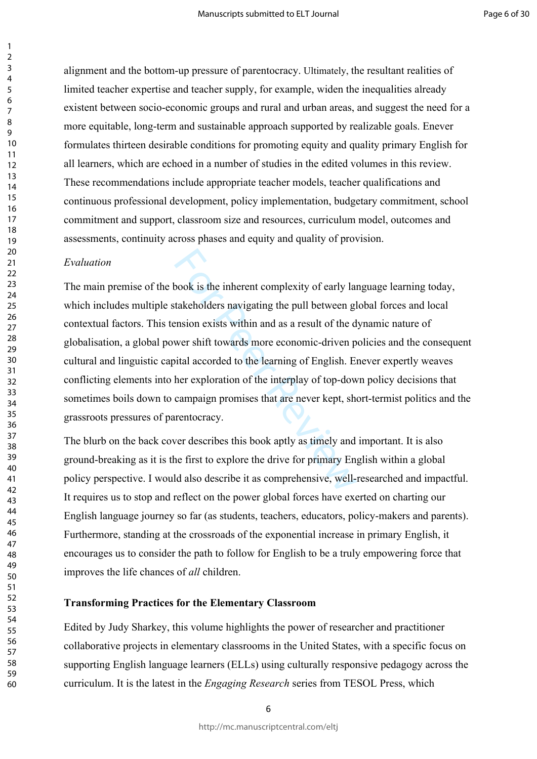alignment and the bottom-up pressure of parentocracy. Ultimately, the resultant realities of limited teacher expertise and teacher supply, for example, widen the inequalities already existent between socio-economic groups and rural and urban areas, and suggest the need for a more equitable, long-term and sustainable approach supported by realizable goals. Enever formulates thirteen desirable conditions for promoting equity and quality primary English for all learners, which are echoed in a number of studies in the edited volumes in this review. These recommendations include appropriate teacher models, teacher qualifications and continuous professional development, policy implementation, budgetary commitment, school commitment and support, classroom size and resources, curriculum model, outcomes and assessments, continuity across phases and equity and quality of provision.

*Evaluation*

The main premise of the book is the inherent complexity of early language learning today, which includes multiple stakeholders navigating the pull between global forces and local contextual factors. This tension exists within and as a result of the dynamic nature of globalisation, a global power shift towards more economic-driven policies and the consequent cultural and linguistic capital accorded to the learning of English. Enever expertly weaves conflicting elements into her exploration of the interplay of top-down policy decisions that sometimes boils down to campaign promises that are never kept, short-termist politics and the grassroots pressures of parentocracy.

The blurb on the back cover describes this book aptly as timely and important. It is also ground-breaking as it is the first to explore the drive for primary English within a global policy perspective. I would also describe it as comprehensive, well-researched and impactful. It requires us to stop and reflect on the power global forces have exerted on charting our English language journey so far (as students, teachers, educators, policy-makers and parents). Furthermore, standing at the crossroads of the exponential increase in primary English, it encourages us to consider the path to follow for English to be a truly empowering force that improves the life chances of *all* children.

**Transforming Practices for the Elementary Classroom**

Edited by Judy Sharkey, this volume highlights the power of researcher and practitioner collaborative projects in elementary classrooms in the United States, with a specific focus on supporting English language learners (ELLs) using culturally responsive pedagogy across the curriculum. It is the latest in the *Engaging Research* series from TESOL Press, which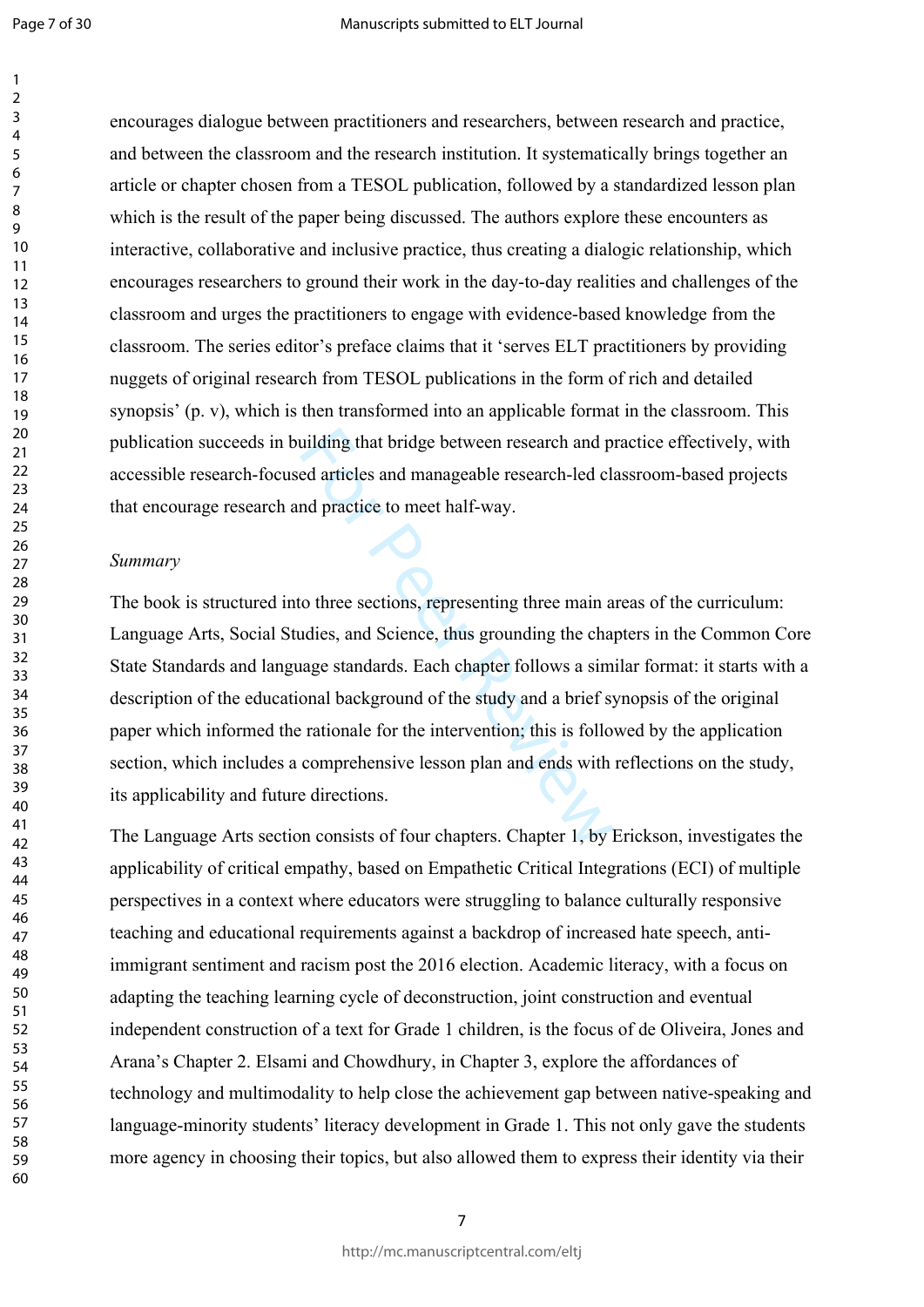encourages dialogue between practitioners and researchers, between research and practice, and between the classroom and the research institution. It systematically brings together an article or chapter chosen from a TESOL publication, followed by a standardized lesson plan which is the result of the paper being discussed. The authors explore these encounters as interactive, collaborative and inclusive practice, thus creating a dialogic relationship, which encourages researchers to ground their work in the day-to-day realities and challenges of the classroom and urges the practitioners to engage with evidence-based knowledge from the classroom. The series editor's preface claims that it 'serves ELT practitioners by providing nuggets of original research from TESOL publications in the form of rich and detailed synopsis' (p. v), which is then transformed into an applicable format in the classroom. This publication succeeds in building that bridge between research and practice effectively, with accessible research-focused articles and manageable research-led classroom-based projects that encourage research and practice to meet half-way.

*Summary*

The book is structured into three sections, representing three main areas of the curriculum: Language Arts, Social Studies, and Science, thus grounding the chapters in the Common Core State Standards and language standards. Each chapter follows a similar format: it starts with a description of the educational background of the study and a brief synopsis of the original paper which informed the rationale for the intervention; this is followed by the application section, which includes a comprehensive lesson plan and ends with reflections on the study, its applicability and future directions.

The Language Arts section consists of four chapters. Chapter 1, by Erickson, investigates the applicability of critical empathy, based on Empathetic Critical Integrations (ECI) of multiple perspectives in a context where educators were struggling to balance culturally responsive teaching and educational requirements against a backdrop of increased hate speech, anti-immigrant sentiment and racism post the 2016 election. Academic literacy, with a focus on adapting the teaching learning cycle of deconstruction, joint construction and eventual independent construction of a text for Grade 1 children, is the focus of de Oliveira, Jones and Arana's Chapter 2. Elsami and Chowdhury, in Chapter 3, explore the affordances of technology and multimodality to help close the achievement gap between native-speaking and language-minority students' literacy development in Grade 1. This not only gave the students more agency in choosing their topics, but also allowed them to express their identity via their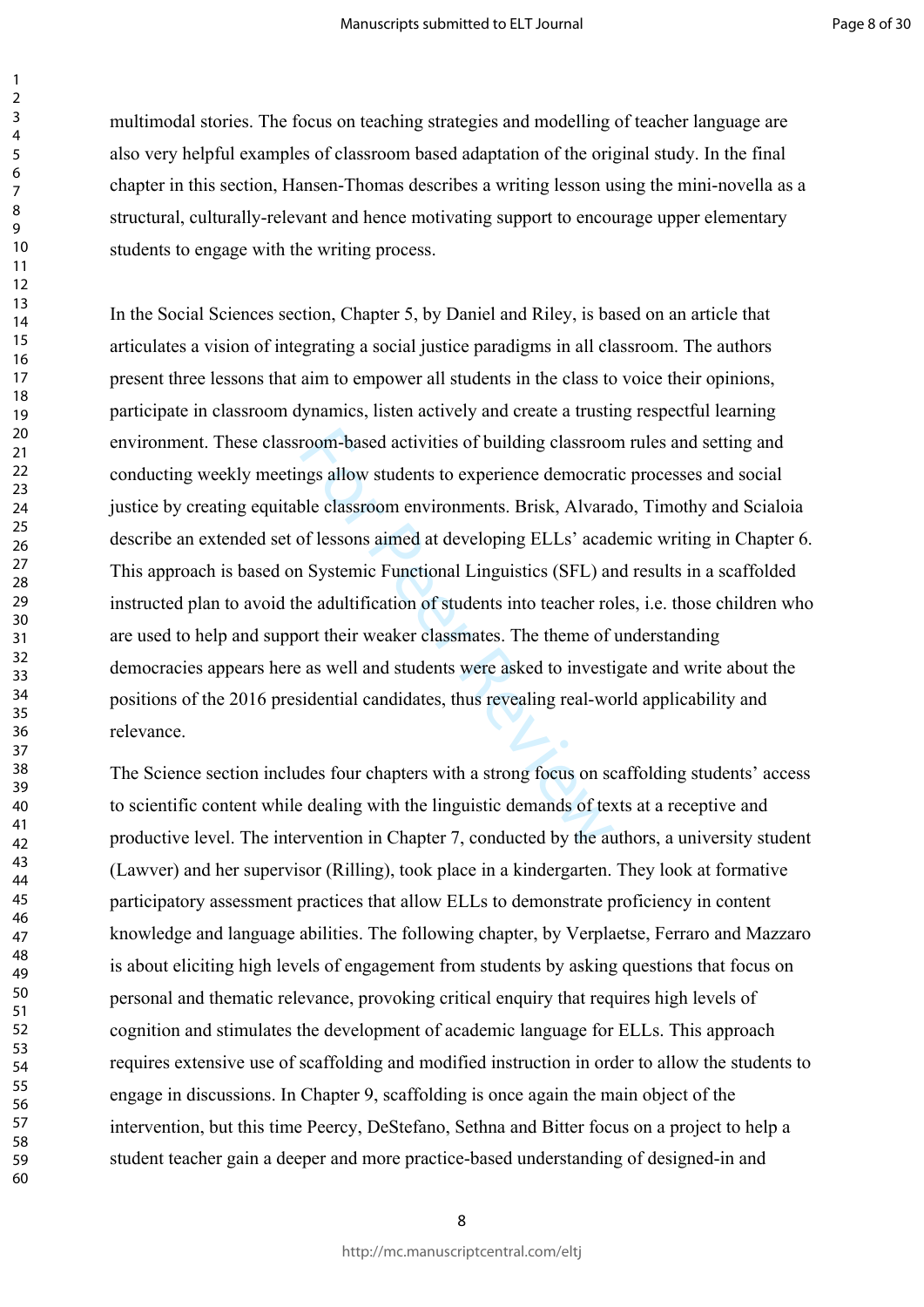multimodal stories. The focus on teaching strategies and modelling of teacher language are also very helpful examples of classroom based adaptation of the original study. In the final chapter in this section, Hansen-Thomas describes a writing lesson using the mini-novella as a structural, culturally-relevant and hence motivating support to encourage upper elementary students to engage with the writing process.

In the Social Sciences section, Chapter 5, by Daniel and Riley, is based on an article that articulates a vision of integrating a social justice paradigms in all classroom. The authors present three lessons that aim to empower all students in the class to voice their opinions, participate in classroom dynamics, listen actively and create a trusting respectful learning environment. These classroom-based activities of building classroom rules and setting and conducting weekly meetings allow students to experience democratic processes and social justice by creating equitable classroom environments. Brisk, Alvarado, Timothy and Scialoia describe an extended set of lessons aimed at developing ELLs' academic writing in Chapter 6. This approach is based on Systemic Functional Linguistics (SFL) and results in a scaffolded instructed plan to avoid the adultification of students into teacher roles, i.e. those children who are used to help and support their weaker classmates. The theme of understanding democracies appears here as well and students were asked to investigate and write about the positions of the 2016 presidential candidates, thus revealing real-world applicability and relevance.

The Science section includes four chapters with a strong focus on scaffolding students' access to scientific content while dealing with the linguistic demands of texts at a receptive and productive level. The intervention in Chapter 7, conducted by the authors, a university student (Lawver) and her supervisor (Rilling), took place in a kindergarten. They look at formative participatory assessment practices that allow ELLs to demonstrate proficiency in content knowledge and language abilities. The following chapter, by Verplaetse, Ferraro and Mazzaro is about eliciting high levels of engagement from students by asking questions that focus on personal and thematic relevance, provoking critical enquiry that requires high levels of cognition and stimulates the development of academic language for ELLs. This approach requires extensive use of scaffolding and modified instruction in order to allow the students to engage in discussions. In Chapter 9, scaffolding is once again the main object of the intervention, but this time Peercy, DeStefano, Sethna and Bitter focus on a project to help a student teacher gain a deeper and more practice-based understanding of designed-in and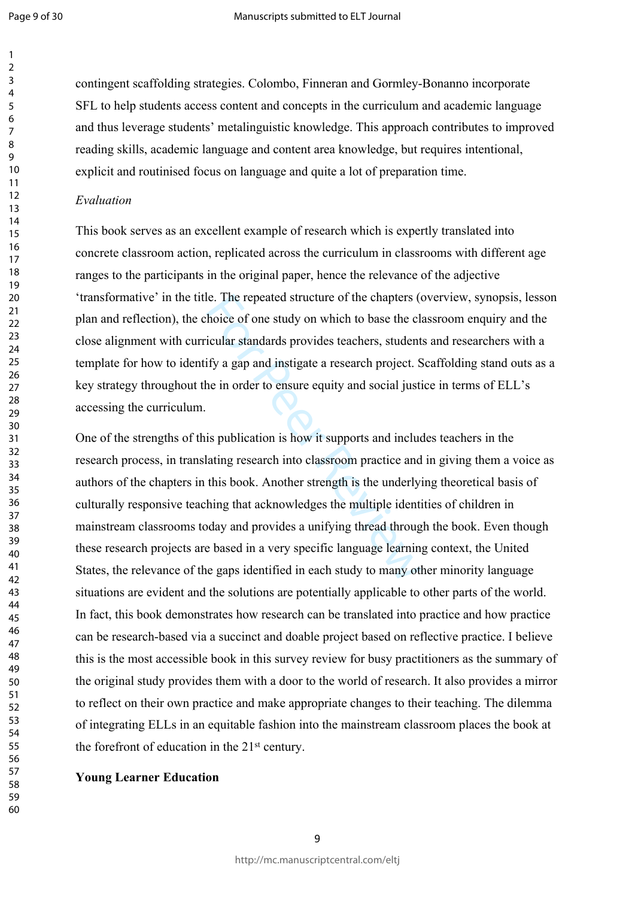contingent scaffolding strategies. Colombo, Finneran and Gormley-Bonanno incorporate SFL to help students access content and concepts in the curriculum and academic language and thus leverage students' metalinguistic knowledge. This approach contributes to improved reading skills, academic language and content area knowledge, but requires intentional, explicit and routinised focus on language and quite a lot of preparation time.

*Evaluation*

This book serves as an excellent example of research which is expertly translated into concrete classroom action, replicated across the curriculum in classrooms with different age ranges to the participants in the original paper, hence the relevance of the adjective 'transformative' in the title. The repeated structure of the chapters (overview, synopsis, lesson plan and reflection), the choice of one study on which to base the classroom enquiry and the close alignment with curricular standards provides teachers, students and researchers with a template for how to identify a gap and instigate a research project. Scaffolding stand outs as a key strategy throughout the in order to ensure equity and social justice in terms of ELL's accessing the curriculum.

One of the strengths of this publication is how it supports and includes teachers in the research process, in translating research into classroom practice and in giving them a voice as authors of the chapters in this book. Another strength is the underlying theoretical basis of culturally responsive teaching that acknowledges the multiple identities of children in mainstream classrooms today and provides a unifying thread through the book. Even though these research projects are based in a very specific language learning context, the United States, the relevance of the gaps identified in each study to many other minority language situations are evident and the solutions are potentially applicable to other parts of the world. In fact, this book demonstrates how research can be translated into practice and how practice can be research-based via a succinct and doable project based on reflective practice. I believe this is the most accessible book in this survey review for busy practitioners as the summary of the original study provides them with a door to the world of research. It also provides a mirror to reflect on their own practice and make appropriate changes to their teaching. The dilemma of integrating ELLs in an equitable fashion into the mainstream classroom places the book at the forefront of education in the 21st century.

**Young Learner Education**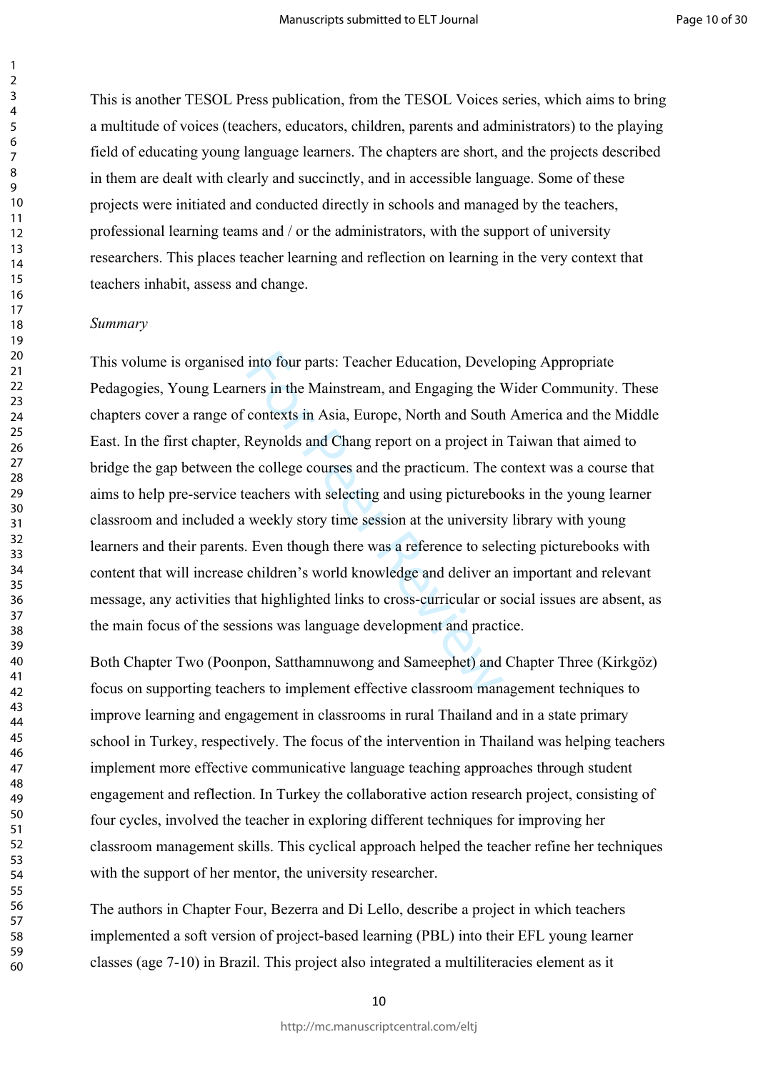This is another TESOL Press publication, from the TESOL Voices series, which aims to bring a multitude of voices (teachers, educators, children, parents and administrators) to the playing field of educating young language learners. The chapters are short, and the projects described in them are dealt with clearly and succinctly, and in accessible language. Some of these projects were initiated and conducted directly in schools and managed by the teachers, professional learning teams and / or the administrators, with the support of university researchers. This places teacher learning and reflection on learning in the very context that teachers inhabit, assess and change.

*Summary*

This volume is organised into four parts: Teacher Education, Developing Appropriate Pedagogies, Young Learners in the Mainstream, and Engaging the Wider Community. These chapters cover a range of contexts in Asia, Europe, North and South America and the Middle East. In the first chapter, Reynolds and Chang report on a project in Taiwan that aimed to bridge the gap between the college courses and the practicum. The context was a course that aims to help pre-service teachers with selecting and using picturebooks in the young learner classroom and included a weekly story time session at the university library with young learners and their parents. Even though there was a reference to selecting picturebooks with content that will increase children's world knowledge and deliver an important and relevant message, any activities that highlighted links to cross-curricular or social issues are absent, as the main focus of the sessions was language development and practice.

Both Chapter Two (Poonpon, Satthamnuwong and Sameephet) and Chapter Three (Kirkgöz) focus on supporting teachers to implement effective classroom management techniques to improve learning and engagement in classrooms in rural Thailand and in a state primary school in Turkey, respectively. The focus of the intervention in Thailand was helping teachers implement more effective communicative language teaching approaches through student engagement and reflection. In Turkey the collaborative action research project, consisting of four cycles, involved the teacher in exploring different techniques for improving her classroom management skills. This cyclical approach helped the teacher refine her techniques with the support of her mentor, the university researcher.

The authors in Chapter Four, Bezerra and Di Lello, describe a project in which teachers implemented a soft version of project-based learning (PBL) into their EFL young learner classes (age 7-10) in Brazil. This project also integrated a multiliteracies element as it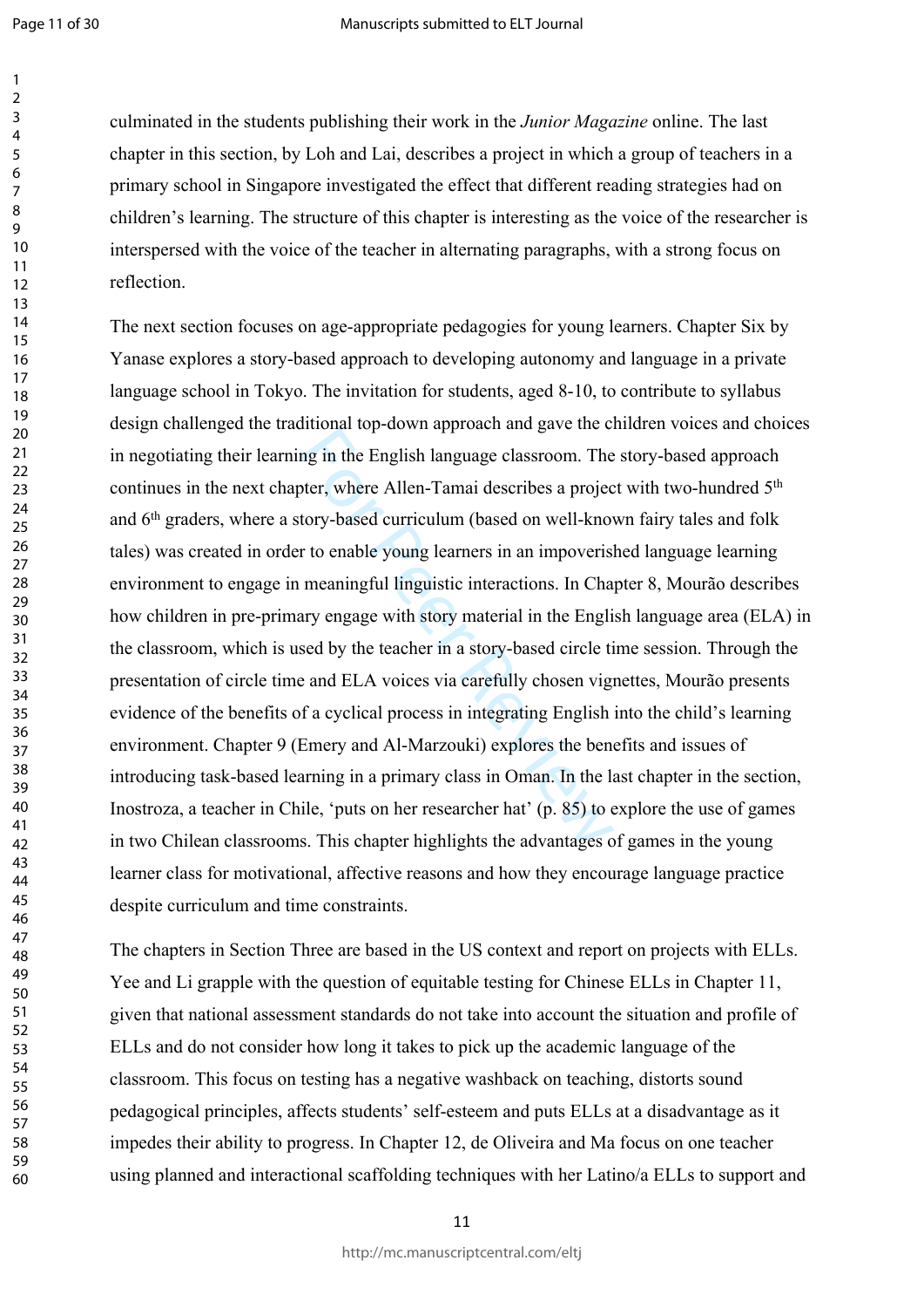culminated in the students publishing their work in the *Junior Magazine* online. The last chapter in this section, by Loh and Lai, describes a project in which a group of teachers in a primary school in Singapore investigated the effect that different reading strategies had on children's learning. The structure of this chapter is interesting as the voice of the researcher is interspersed with the voice of the teacher in alternating paragraphs, with a strong focus on reflection.

The next section focuses on age-appropriate pedagogies for young learners. Chapter Six by Yanase explores a story-based approach to developing autonomy and language in a private language school in Tokyo. The invitation for students, aged 8-10, to contribute to syllabus design challenged the traditional top-down approach and gave the children voices and choices in negotiating their learning in the English language classroom. The story-based approach continues in the next chapter, where Allen-Tamai describes a project with two-hundred 5th and 6th graders, where a story-based curriculum (based on well-known fairy tales and folk tales) was created in order to enable young learners in an impoverished language learning environment to engage in meaningful linguistic interactions. In Chapter 8, Mourão describes how children in pre-primary engage with story material in the English language area (ELA) in the classroom, which is used by the teacher in a story-based circle time session. Through the presentation of circle time and ELA voices via carefully chosen vignettes, Mourão presents evidence of the benefits of a cyclical process in integrating English into the child's learning environment. Chapter 9 (Emery and Al-Marzouki) explores the benefits and issues of introducing task-based learning in a primary class in Oman. In the last chapter in the section, Inostroza, a teacher in Chile, 'puts on her researcher hat' (p. 85) to explore the use of games in two Chilean classrooms. This chapter highlights the advantages of games in the young learner class for motivational, affective reasons and how they encourage language practice despite curriculum and time constraints.

The chapters in Section Three are based in the US context and report on projects with ELLs. Yee and Li grapple with the question of equitable testing for Chinese ELLs in Chapter 11, given that national assessment standards do not take into account the situation and profile of ELLs and do not consider how long it takes to pick up the academic language of the classroom. This focus on testing has a negative washback on teaching, distorts sound pedagogical principles, affects students' self-esteem and puts ELLs at a disadvantage as it impedes their ability to progress. In Chapter 12, de Oliveira and Ma focus on one teacher using planned and interactional scaffolding techniques with her Latino/a ELLs to support and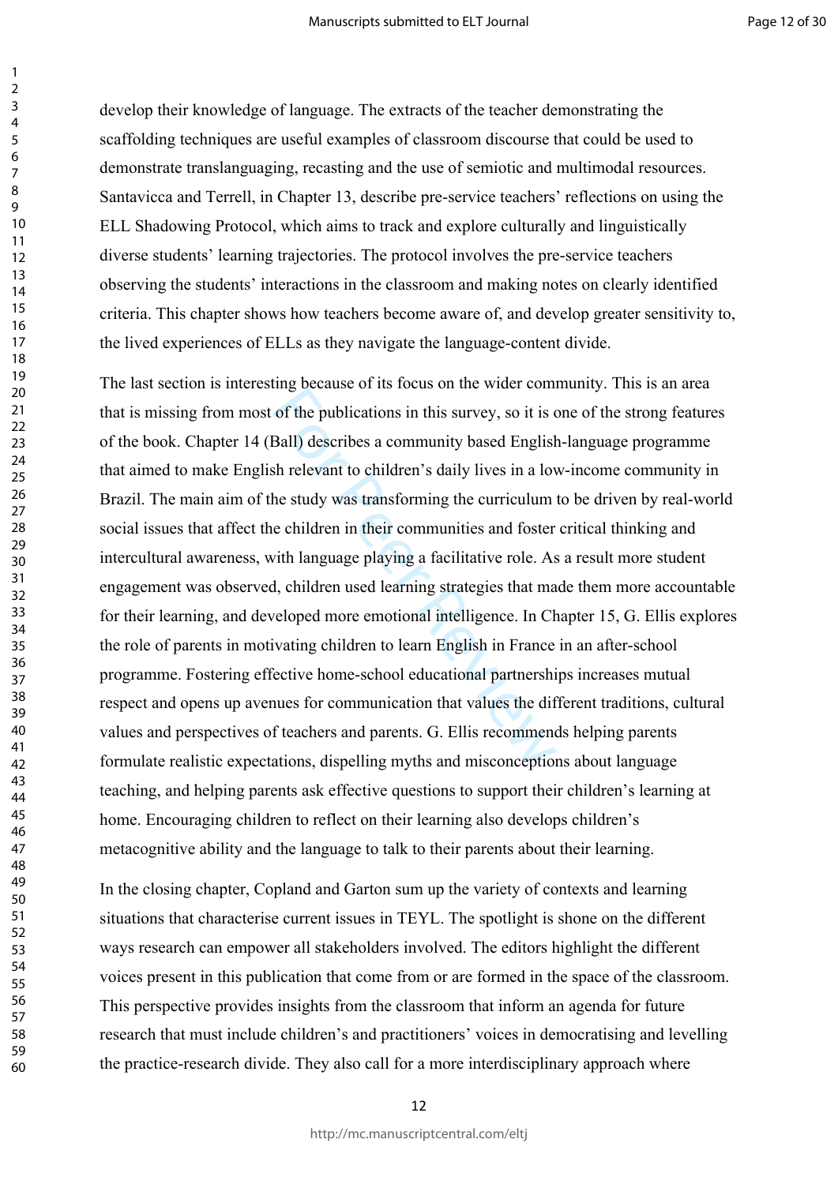develop their knowledge of language. The extracts of the teacher demonstrating the scaffolding techniques are useful examples of classroom discourse that could be used to demonstrate translanguaging, recasting and the use of semiotic and multimodal resources. Santavicca and Terrell, in Chapter 13, describe pre-service teachers' reflections on using the ELL Shadowing Protocol, which aims to track and explore culturally and linguistically diverse students' learning trajectories. The protocol involves the pre-service teachers observing the students' interactions in the classroom and making notes on clearly identified criteria. This chapter shows how teachers become aware of, and develop greater sensitivity to, the lived experiences of ELLs as they navigate the language-content divide.

The last section is interesting because of its focus on the wider community. This is an area that is missing from most of the publications in this survey, so it is one of the strong features of the book. Chapter 14 (Ball) describes a community based English-language programme that aimed to make English relevant to children's daily lives in a low-income community in Brazil. The main aim of the study was transforming the curriculum to be driven by real-world social issues that affect the children in their communities and foster critical thinking and intercultural awareness, with language playing a facilitative role. As a result more student engagement was observed, children used learning strategies that made them more accountable for their learning, and developed more emotional intelligence. In Chapter 15, G. Ellis explores the role of parents in motivating children to learn English in France in an after-school programme. Fostering effective home-school educational partnerships increases mutual respect and opens up avenues for communication that values the different traditions, cultural values and perspectives of teachers and parents. G. Ellis recommends helping parents formulate realistic expectations, dispelling myths and misconceptions about language teaching, and helping parents ask effective questions to support their children's learning at home. Encouraging children to reflect on their learning also develops children's metacognitive ability and the language to talk to their parents about their learning.

In the closing chapter, Copland and Garton sum up the variety of contexts and learning situations that characterise current issues in TEYL. The spotlight is shone on the different ways research can empower all stakeholders involved. The editors highlight the different voices present in this publication that come from or are formed in the space of the classroom. This perspective provides insights from the classroom that inform an agenda for future research that must include children's and practitioners' voices in democratising and levelling the practice-research divide. They also call for a more interdisciplinary approach where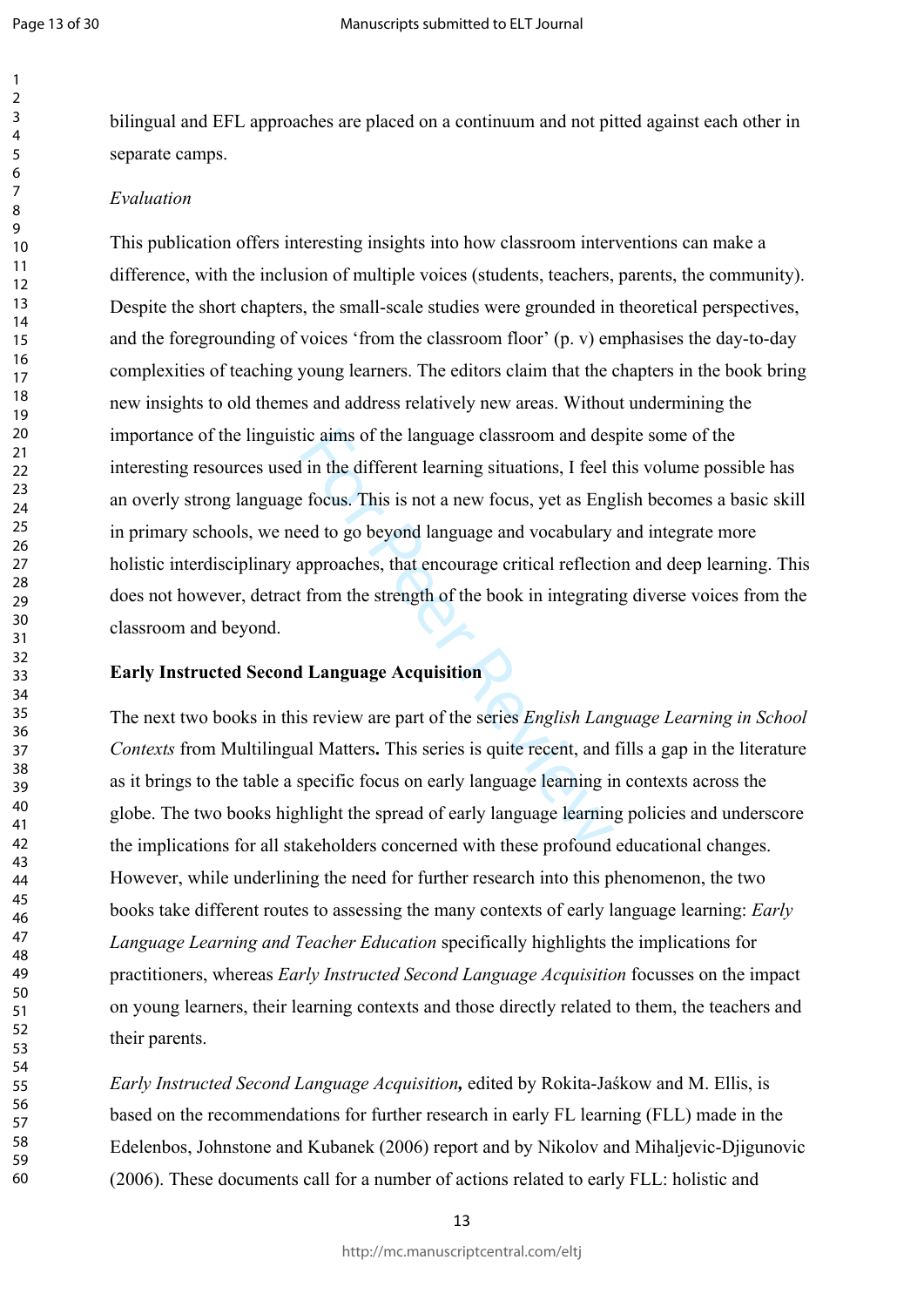bilingual and EFL approaches are placed on a continuum and not pitted against each other in separate camps.

*Evaluation*

This publication offers interesting insights into how classroom interventions can make a difference, with the inclusion of multiple voices (students, teachers, parents, the community). Despite the short chapters, the small-scale studies were grounded in theoretical perspectives, and the foregrounding of voices 'from the classroom floor' (p. v) emphasises the day-to-day complexities of teaching young learners. The editors claim that the chapters in the book bring new insights to old themes and address relatively new areas. Without undermining the importance of the linguistic aims of the language classroom and despite some of the interesting resources used in the different learning situations, I feel this volume possible has an overly strong language focus. This is not a new focus, yet as English becomes a basic skill in primary schools, we need to go beyond language and vocabulary and integrate more holistic interdisciplinary approaches, that encourage critical reflection and deep learning. This does not however, detract from the strength of the book in integrating diverse voices from the classroom and beyond.

**Early Instructed Second Language Acquisition**

The next two books in this review are part of the series *English Language Learning in School Contexts* from Multilingual Matters**.** This series is quite recent, and fills a gap in the literature as it brings to the table a specific focus on early language learning in contexts across the globe. The two books highlight the spread of early language learning policies and underscore the implications for all stakeholders concerned with these profound educational changes. However, while underlining the need for further research into this phenomenon, the two books take different routes to assessing the many contexts of early language learning: *Early Language Learning and Teacher Education* specifically highlights the implications for practitioners, whereas *Early Instructed Second Language Acquisition* focusses on the impact on young learners, their learning contexts and those directly related to them, the teachers and their parents.

*Early Instructed Second Language Acquisition***,** edited by Rokita-Jaśkow and M. Ellis, is based on the recommendations for further research in early FL learning (FLL) made in the Edelenbos, Johnstone and Kubanek (2006) report and by Nikolov and Mihaljevic-Djigunovic (2006). These documents call for a number of actions related to early FLL: holistic and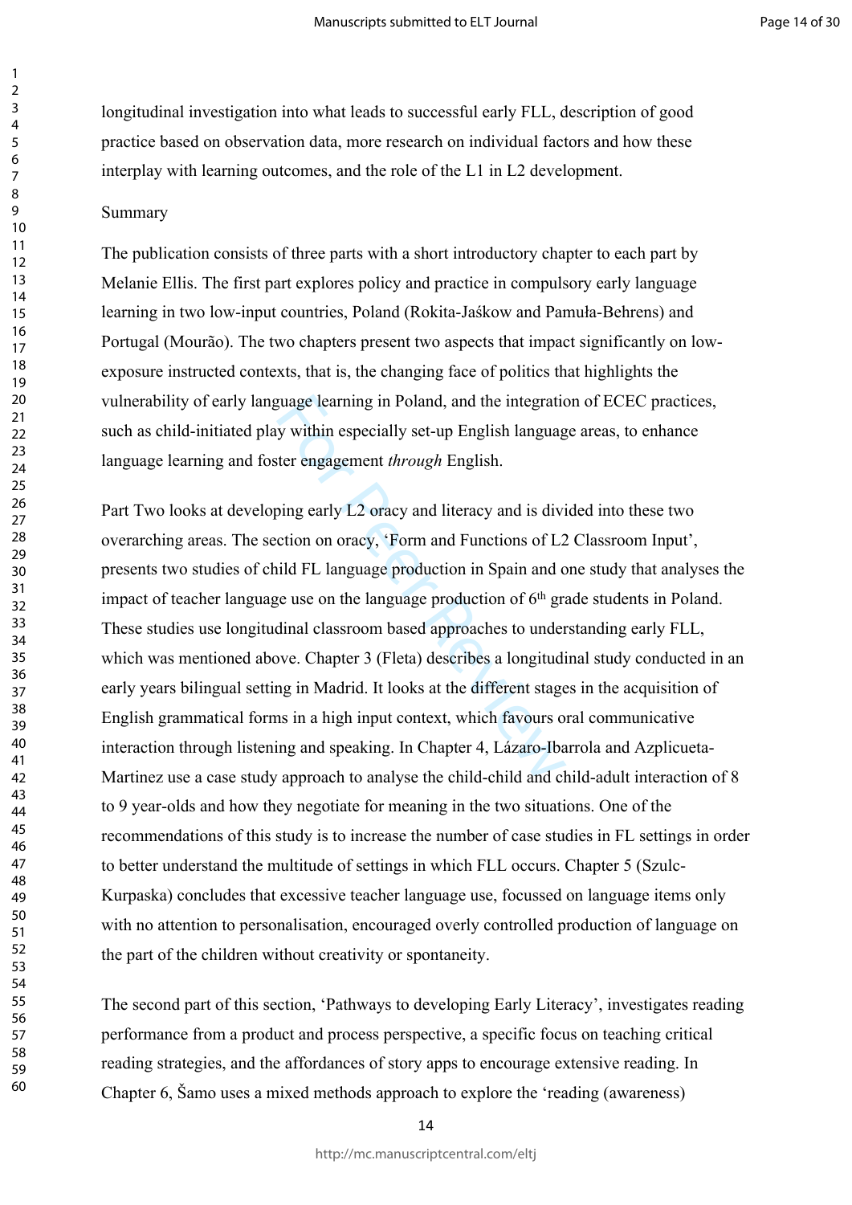longitudinal investigation into what leads to successful early FLL, description of good practice based on observation data, more research on individual factors and how these interplay with learning outcomes, and the role of the L1 in L2 development.

Summary

The publication consists of three parts with a short introductory chapter to each part by Melanie Ellis. The first part explores policy and practice in compulsory early language learning in two low-input countries, Poland (Rokita-Jaśkow and Pamuła-Behrens) and Portugal (Mourão). The two chapters present two aspects that impact significantly on low-exposure instructed contexts, that is, the changing face of politics that highlights the vulnerability of early language learning in Poland, and the integration of ECEC practices, such as child-initiated play within especially set-up English language areas, to enhance language learning and foster engagement *through* English.

Part Two looks at developing early L2 oracy and literacy and is divided into these two overarching areas. The section on oracy, 'Form and Functions of L2 Classroom Input', presents two studies of child FL language production in Spain and one study that analyses the impact of teacher language use on the language production of 6th grade students in Poland. These studies use longitudinal classroom based approaches to understanding early FLL, which was mentioned above. Chapter 3 (Fleta) describes a longitudinal study conducted in an early years bilingual setting in Madrid. It looks at the different stages in the acquisition of English grammatical forms in a high input context, which favours oral communicative interaction through listening and speaking. In Chapter 4, Lázaro-Ibarrola and Azplicueta-Martinez use a case study approach to analyse the child-child and child-adult interaction of 8 to 9 year-olds and how they negotiate for meaning in the two situations. One of the recommendations of this study is to increase the number of case studies in FL settings in order to better understand the multitude of settings in which FLL occurs. Chapter 5 (Szulc-Kurpaska) concludes that excessive teacher language use, focussed on language items only with no attention to personalisation, encouraged overly controlled production of language on the part of the children without creativity or spontaneity.

The second part of this section, 'Pathways to developing Early Literacy', investigates reading performance from a product and process perspective, a specific focus on teaching critical reading strategies, and the affordances of story apps to encourage extensive reading. In Chapter 6, Šamo uses a mixed methods approach to explore the 'reading (awareness)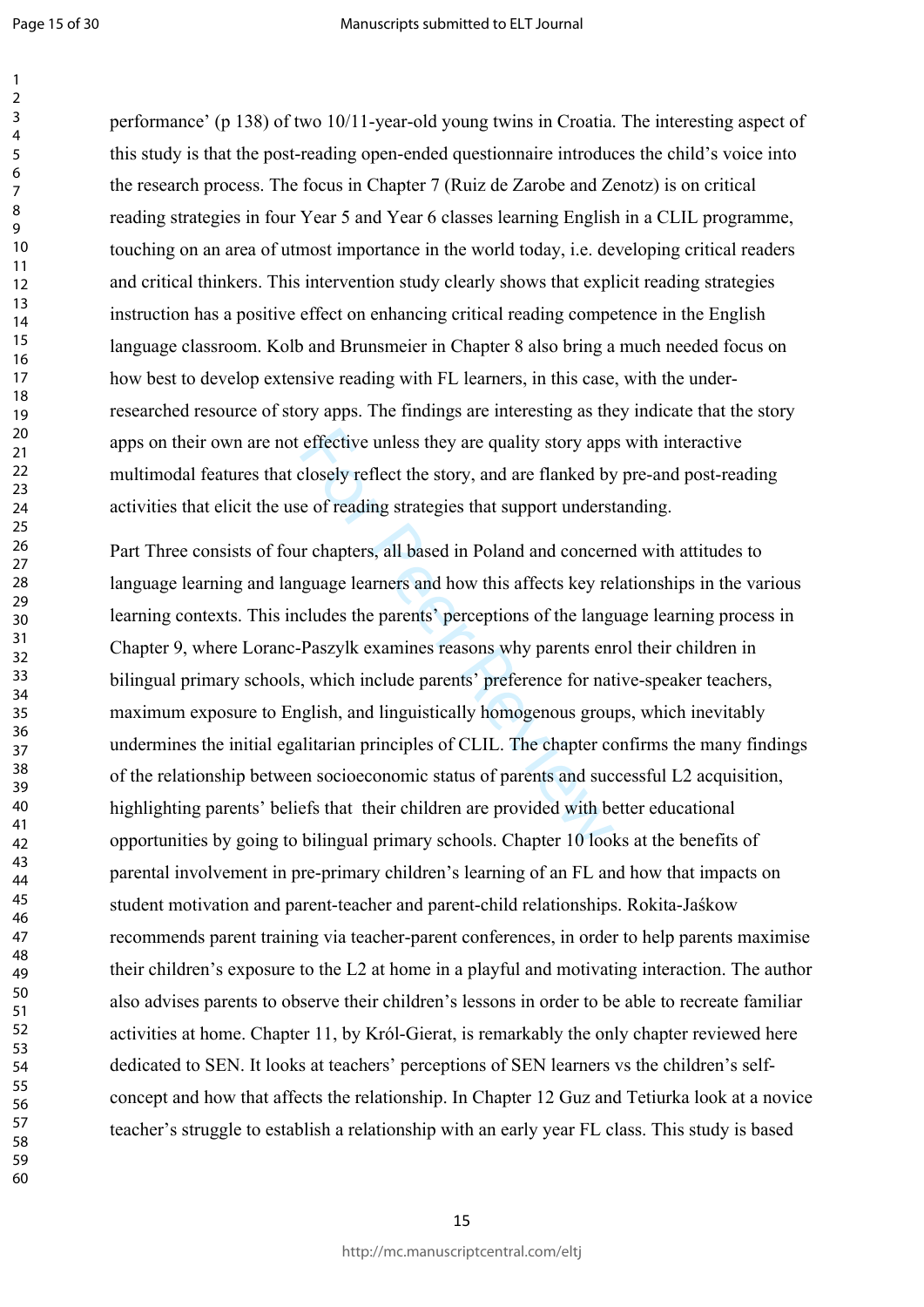performance' (p 138) of two 10/11-year-old young twins in Croatia. The interesting aspect of this study is that the post-reading open-ended questionnaire introduces the child's voice into the research process. The focus in Chapter 7 (Ruiz de Zarobe and Zenotz) is on critical reading strategies in four Year 5 and Year 6 classes learning English in a CLIL programme, touching on an area of utmost importance in the world today, i.e. developing critical readers and critical thinkers. This intervention study clearly shows that explicit reading strategies instruction has a positive effect on enhancing critical reading competence in the English language classroom. Kolb and Brunsmeier in Chapter 8 also bring a much needed focus on how best to develop extensive reading with FL learners, in this case, with the under-researched resource of story apps. The findings are interesting as they indicate that the story apps on their own are not effective unless they are quality story apps with interactive multimodal features that closely reflect the story, and are flanked by pre-and post-reading activities that elicit the use of reading strategies that support understanding.

Part Three consists of four chapters, all based in Poland and concerned with attitudes to language learning and language learners and how this affects key relationships in the various learning contexts. This includes the parents' perceptions of the language learning process in Chapter 9, where Loranc-Paszylk examines reasons why parents enrol their children in bilingual primary schools, which include parents' preference for native-speaker teachers, maximum exposure to English, and linguistically homogenous groups, which inevitably undermines the initial egalitarian principles of CLIL. The chapter confirms the many findings of the relationship between socioeconomic status of parents and successful L2 acquisition, highlighting parents' beliefs that their children are provided with better educational opportunities by going to bilingual primary schools. Chapter 10 looks at the benefits of parental involvement in pre-primary children's learning of an FL and how that impacts on student motivation and parent-teacher and parent-child relationships. Rokita-Jaśkow recommends parent training via teacher-parent conferences, in order to help parents maximise their children's exposure to the L2 at home in a playful and motivating interaction. The author also advises parents to observe their children's lessons in order to be able to recreate familiar activities at home. Chapter 11, by Król-Gierat, is remarkably the only chapter reviewed here dedicated to SEN. It looks at teachers' perceptions of SEN learners vs the children's self-concept and how that affects the relationship. In Chapter 12 Guz and Tetiurka look at a novice teacher's struggle to establish a relationship with an early year FL class. This study is based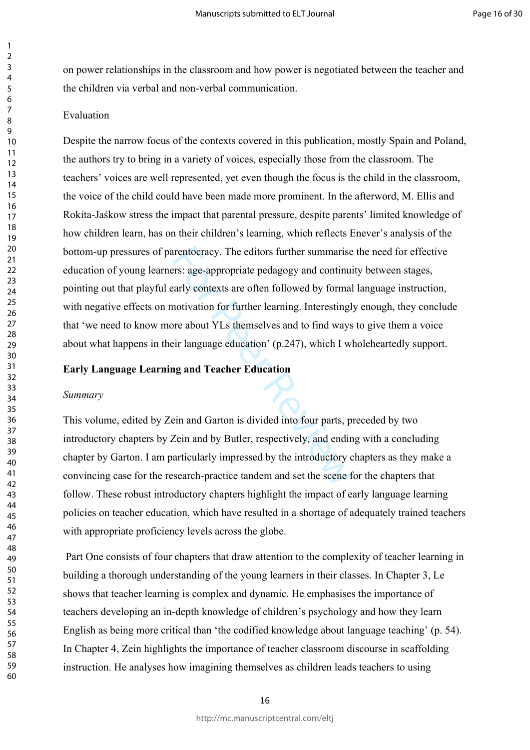on power relationships in the classroom and how power is negotiated between the teacher and the children via verbal and non-verbal communication.

Evaluation

Despite the narrow focus of the contexts covered in this publication, mostly Spain and Poland, the authors try to bring in a variety of voices, especially those from the classroom. The teachers' voices are well represented, yet even though the focus is the child in the classroom, the voice of the child could have been made more prominent. In the afterword, M. Ellis and Rokita-Jaśkow stress the impact that parental pressure, despite parents' limited knowledge of how children learn, has on their children's learning, which reflects Enever's analysis of the bottom-up pressures of parentocracy. The editors further summarise the need for effective education of young learners: age-appropriate pedagogy and continuity between stages, pointing out that playful early contexts are often followed by formal language instruction, with negative effects on motivation for further learning. Interestingly enough, they conclude that 'we need to know more about YLs themselves and to find ways to give them a voice about what happens in their language education' (p.247), which I wholeheartedly support.

**Early Language Learning and Teacher Education**

*Summary*

This volume, edited by Zein and Garton is divided into four parts, preceded by two introductory chapters by Zein and by Butler, respectively, and ending with a concluding chapter by Garton. I am particularly impressed by the introductory chapters as they make a convincing case for the research-practice tandem and set the scene for the chapters that follow. These robust introductory chapters highlight the impact of early language learning policies on teacher education, which have resulted in a shortage of adequately trained teachers with appropriate proficiency levels across the globe.

Part One consists of four chapters that draw attention to the complexity of teacher learning in building a thorough understanding of the young learners in their classes. In Chapter 3, Le shows that teacher learning is complex and dynamic. He emphasises the importance of teachers developing an in-depth knowledge of children's psychology and how they learn English as being more critical than 'the codified knowledge about language teaching' (p. 54). In Chapter 4, Zein highlights the importance of teacher classroom discourse in scaffolding instruction. He analyses how imagining themselves as children leads teachers to using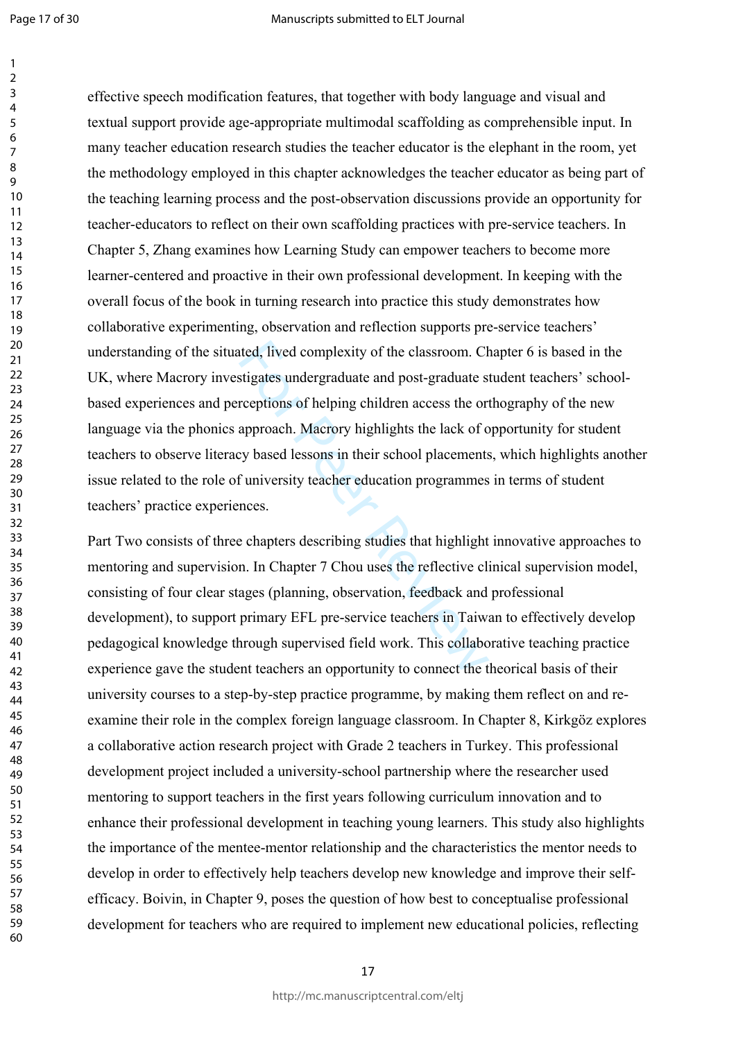effective speech modification features, that together with body language and visual and textual support provide age-appropriate multimodal scaffolding as comprehensible input. In many teacher education research studies the teacher educator is the elephant in the room, yet the methodology employed in this chapter acknowledges the teacher educator as being part of the teaching learning process and the post-observation discussions provide an opportunity for teacher-educators to reflect on their own scaffolding practices with pre-service teachers. In Chapter 5, Zhang examines how Learning Study can empower teachers to become more learner-centered and proactive in their own professional development. In keeping with the overall focus of the book in turning research into practice this study demonstrates how collaborative experimenting, observation and reflection supports pre-service teachers' understanding of the situated, lived complexity of the classroom. Chapter 6 is based in the UK, where Macrory investigates undergraduate and post-graduate student teachers' school-based experiences and perceptions of helping children access the orthography of the new language via the phonics approach. Macrory highlights the lack of opportunity for student teachers to observe literacy based lessons in their school placements, which highlights another issue related to the role of university teacher education programmes in terms of student teachers' practice experiences.

Part Two consists of three chapters describing studies that highlight innovative approaches to mentoring and supervision. In Chapter 7 Chou uses the reflective clinical supervision model, consisting of four clear stages (planning, observation, feedback and professional development), to support primary EFL pre-service teachers in Taiwan to effectively develop pedagogical knowledge through supervised field work. This collaborative teaching practice experience gave the student teachers an opportunity to connect the theorical basis of their university courses to a step-by-step practice programme, by making them reflect on and re-examine their role in the complex foreign language classroom. In Chapter 8, Kirkgöz explores a collaborative action research project with Grade 2 teachers in Turkey. This professional development project included a university-school partnership where the researcher used mentoring to support teachers in the first years following curriculum innovation and to enhance their professional development in teaching young learners. This study also highlights the importance of the mentee-mentor relationship and the characteristics the mentor needs to develop in order to effectively help teachers develop new knowledge and improve their self-efficacy. Boivin, in Chapter 9, poses the question of how best to conceptualise professional development for teachers who are required to implement new educational policies, reflecting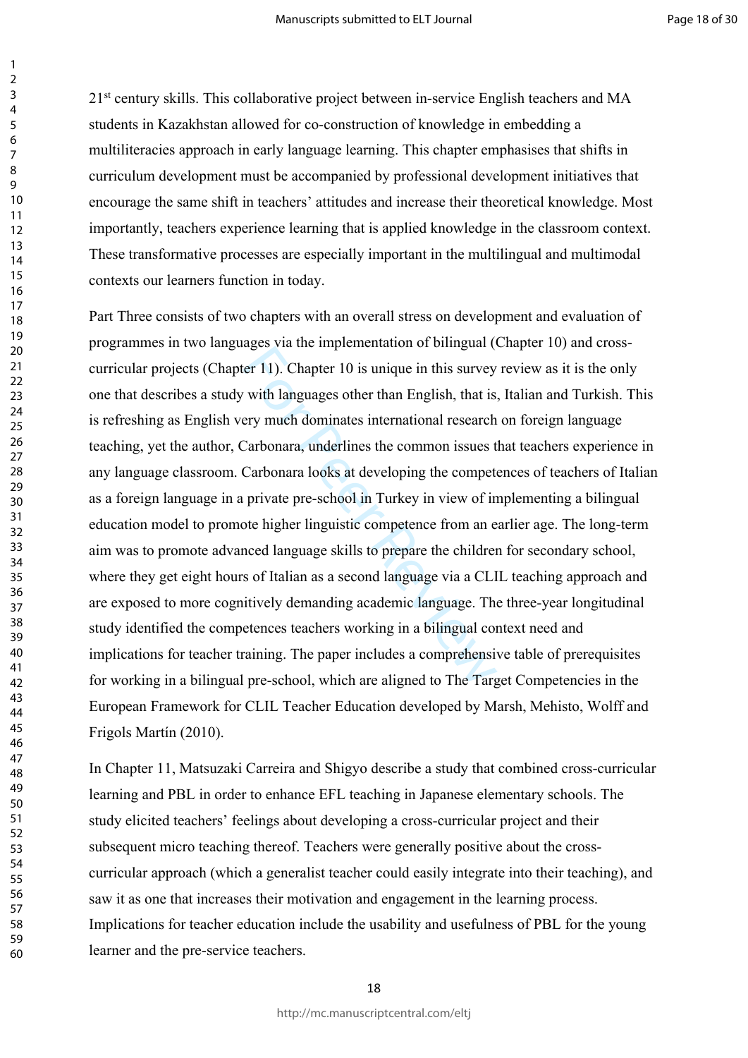21st century skills. This collaborative project between in-service English teachers and MA students in Kazakhstan allowed for co-construction of knowledge in embedding a multiliteracies approach in early language learning. This chapter emphasises that shifts in curriculum development must be accompanied by professional development initiatives that encourage the same shift in teachers' attitudes and increase their theoretical knowledge. Most importantly, teachers experience learning that is applied knowledge in the classroom context. These transformative processes are especially important in the multilingual and multimodal contexts our learners function in today.

Part Three consists of two chapters with an overall stress on development and evaluation of programmes in two languages via the implementation of bilingual (Chapter 10) and cross-curricular projects (Chapter 11). Chapter 10 is unique in this survey review as it is the only one that describes a study with languages other than English, that is, Italian and Turkish. This is refreshing as English very much dominates international research on foreign language teaching, yet the author, Carbonara, underlines the common issues that teachers experience in any language classroom. Carbonara looks at developing the competences of teachers of Italian as a foreign language in a private pre-school in Turkey in view of implementing a bilingual education model to promote higher linguistic competence from an earlier age. The long-term aim was to promote advanced language skills to prepare the children for secondary school, where they get eight hours of Italian as a second language via a CLIL teaching approach and are exposed to more cognitively demanding academic language. The three-year longitudinal study identified the competences teachers working in a bilingual context need and implications for teacher training. The paper includes a comprehensive table of prerequisites for working in a bilingual pre-school, which are aligned to The Target Competencies in the European Framework for CLIL Teacher Education developed by Marsh, Mehisto, Wolff and Frigols Martín (2010).

In Chapter 11, Matsuzaki Carreira and Shigyo describe a study that combined cross-curricular learning and PBL in order to enhance EFL teaching in Japanese elementary schools. The study elicited teachers' feelings about developing a cross-curricular project and their subsequent micro teaching thereof. Teachers were generally positive about the cross-curricular approach (which a generalist teacher could easily integrate into their teaching), and saw it as one that increases their motivation and engagement in the learning process. Implications for teacher education include the usability and usefulness of PBL for the young learner and the pre-service teachers.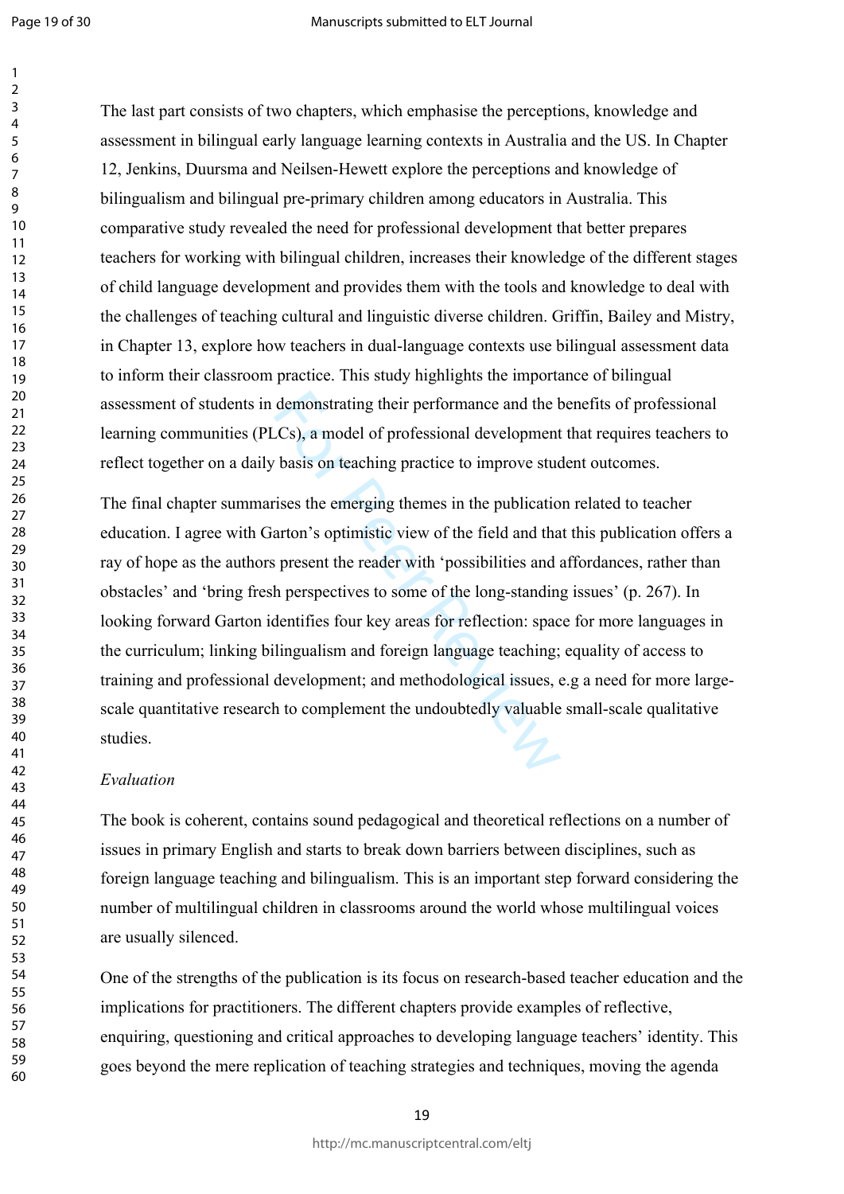The last part consists of two chapters, which emphasise the perceptions, knowledge and assessment in bilingual early language learning contexts in Australia and the US. In Chapter 12, Jenkins, Duursma and Neilsen-Hewett explore the perceptions and knowledge of bilingualism and bilingual pre-primary children among educators in Australia. This comparative study revealed the need for professional development that better prepares teachers for working with bilingual children, increases their knowledge of the different stages of child language development and provides them with the tools and knowledge to deal with the challenges of teaching cultural and linguistic diverse children. Griffin, Bailey and Mistry, in Chapter 13, explore how teachers in dual-language contexts use bilingual assessment data to inform their classroom practice. This study highlights the importance of bilingual assessment of students in demonstrating their performance and the benefits of professional learning communities (PLCs), a model of professional development that requires teachers to reflect together on a daily basis on teaching practice to improve student outcomes.

The final chapter summarises the emerging themes in the publication related to teacher education. I agree with Garton's optimistic view of the field and that this publication offers a ray of hope as the authors present the reader with 'possibilities and affordances, rather than obstacles' and 'bring fresh perspectives to some of the long-standing issues' (p. 267). In looking forward Garton identifies four key areas for reflection: space for more languages in the curriculum; linking bilingualism and foreign language teaching; equality of access to training and professional development; and methodological issues, e.g a need for more large-scale quantitative research to complement the undoubtedly valuable small-scale qualitative studies.

*Evaluation*

The book is coherent, contains sound pedagogical and theoretical reflections on a number of issues in primary English and starts to break down barriers between disciplines, such as foreign language teaching and bilingualism. This is an important step forward considering the number of multilingual children in classrooms around the world whose multilingual voices are usually silenced.

One of the strengths of the publication is its focus on research-based teacher education and the implications for practitioners. The different chapters provide examples of reflective, enquiring, questioning and critical approaches to developing language teachers' identity. This goes beyond the mere replication of teaching strategies and techniques, moving the agenda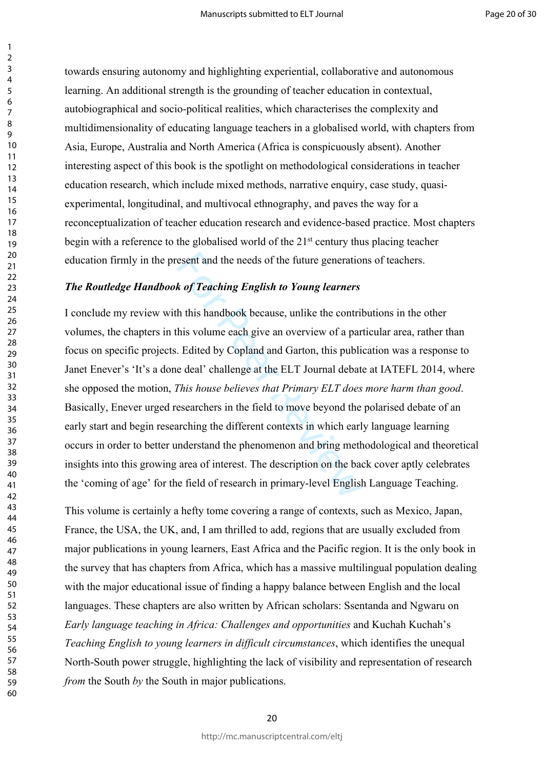towards ensuring autonomy and highlighting experiential, collaborative and autonomous learning. An additional strength is the grounding of teacher education in contextual, autobiographical and socio-political realities, which characterises the complexity and multidimensionality of educating language teachers in a globalised world, with chapters from Asia, Europe, Australia and North America (Africa is conspicuously absent). Another interesting aspect of this book is the spotlight on methodological considerations in teacher education research, which include mixed methods, narrative enquiry, case study, quasi-experimental, longitudinal, and multivocal ethnography, and paves the way for a reconceptualization of teacher education research and evidence-based practice. Most chapters begin with a reference to the globalised world of the 21st century thus placing teacher education firmly in the present and the needs of the future generations of teachers.

***The Routledge Handbook of Teaching English to Young learners***

I conclude my review with this handbook because, unlike the contributions in the other volumes, the chapters in this volume each give an overview of a particular area, rather than focus on specific projects. Edited by Copland and Garton, this publication was a response to Janet Enever's 'It's a done deal' challenge at the ELT Journal debate at IATEFL 2014, where she opposed the motion, *This house believes that Primary ELT does more harm than good*. Basically, Enever urged researchers in the field to move beyond the polarised debate of an early start and begin researching the different contexts in which early language learning occurs in order to better understand the phenomenon and bring methodological and theoretical insights into this growing area of interest. The description on the back cover aptly celebrates the 'coming of age' for the field of research in primary-level English Language Teaching.

This volume is certainly a hefty tome covering a range of contexts, such as Mexico, Japan, France, the USA, the UK, and, I am thrilled to add, regions that are usually excluded from major publications in young learners, East Africa and the Pacific region. It is the only book in the survey that has chapters from Africa, which has a massive multilingual population dealing with the major educational issue of finding a happy balance between English and the local languages. These chapters are also written by African scholars: Ssentanda and Ngwaru on *Early language teaching in Africa: Challenges and opportunities* and Kuchah Kuchah's *Teaching English to young learners in difficult circumstances*, which identifies the unequal North-South power struggle, highlighting the lack of visibility and representation of research *from* the South *by* the South in major publications.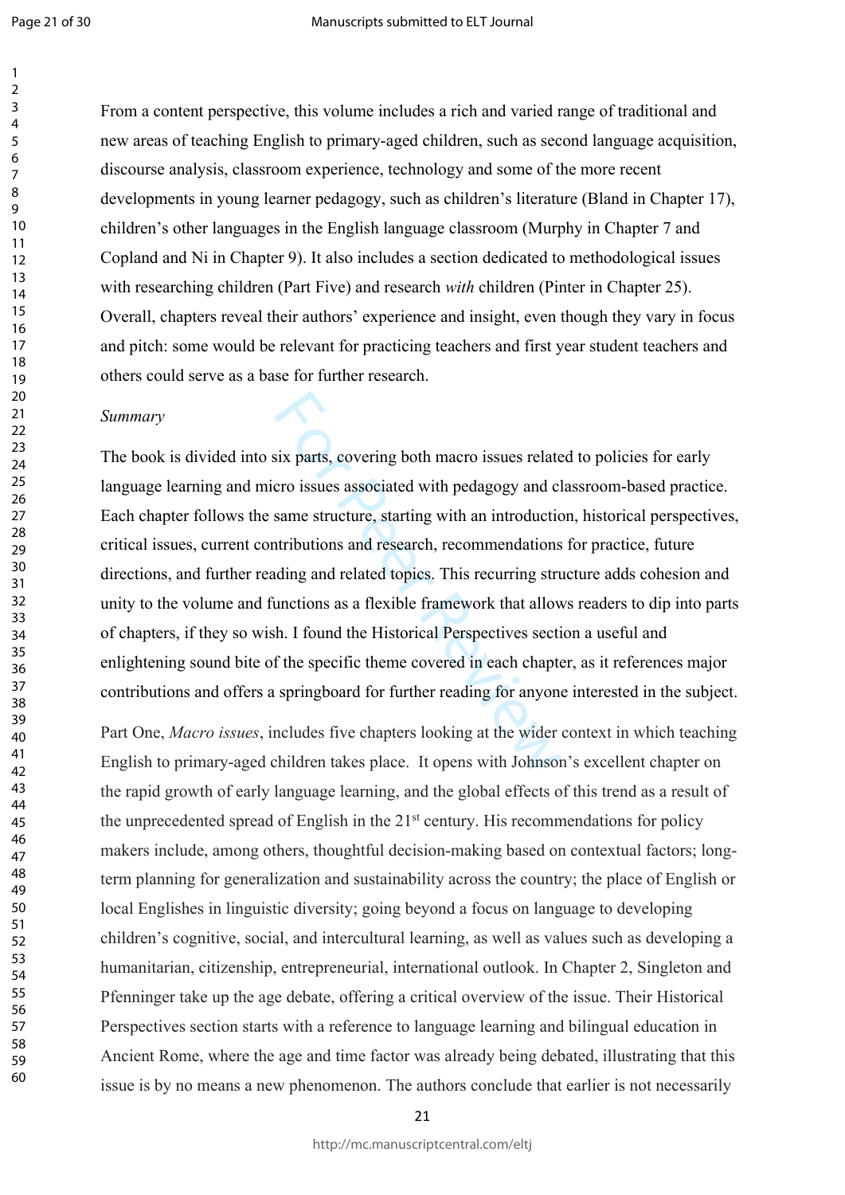From a content perspective, this volume includes a rich and varied range of traditional and new areas of teaching English to primary-aged children, such as second language acquisition, discourse analysis, classroom experience, technology and some of the more recent developments in young learner pedagogy, such as children's literature (Bland in Chapter 17), children's other languages in the English language classroom (Murphy in Chapter 7 and Copland and Ni in Chapter 9). It also includes a section dedicated to methodological issues with researching children (Part Five) and research *with* children (Pinter in Chapter 25). Overall, chapters reveal their authors' experience and insight, even though they vary in focus and pitch: some would be relevant for practicing teachers and first year student teachers and others could serve as a base for further research.

*Summary*

The book is divided into six parts, covering both macro issues related to policies for early language learning and micro issues associated with pedagogy and classroom-based practice. Each chapter follows the same structure, starting with an introduction, historical perspectives, critical issues, current contributions and research, recommendations for practice, future directions, and further reading and related topics. This recurring structure adds cohesion and unity to the volume and functions as a flexible framework that allows readers to dip into parts of chapters, if they so wish. I found the Historical Perspectives section a useful and enlightening sound bite of the specific theme covered in each chapter, as it references major contributions and offers a springboard for further reading for anyone interested in the subject.

Part One, *Macro issues*, includes five chapters looking at the wider context in which teaching English to primary-aged children takes place. It opens with Johnson's excellent chapter on the rapid growth of early language learning, and the global effects of this trend as a result of the unprecedented spread of English in the 21st century. His recommendations for policy makers include, among others, thoughtful decision-making based on contextual factors; long-term planning for generalization and sustainability across the country; the place of English or local Englishes in linguistic diversity; going beyond a focus on language to developing children's cognitive, social, and intercultural learning, as well as values such as developing a humanitarian, citizenship, entrepreneurial, international outlook. In Chapter 2, Singleton and Pfenninger take up the age debate, offering a critical overview of the issue. Their Historical Perspectives section starts with a reference to language learning and bilingual education in Ancient Rome, where the age and time factor was already being debated, illustrating that this issue is by no means a new phenomenon. The authors conclude that earlier is not necessarily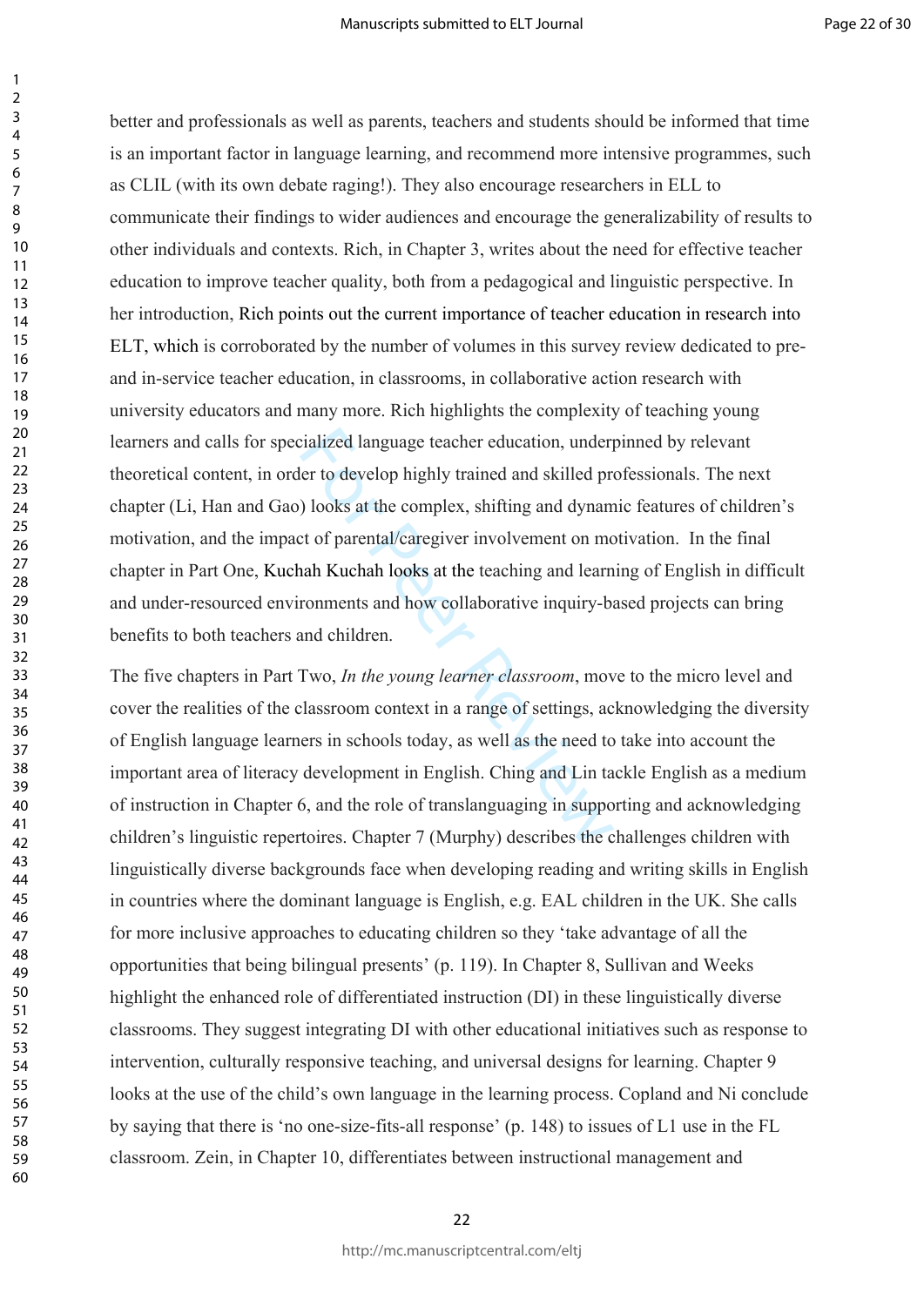better and professionals as well as parents, teachers and students should be informed that time is an important factor in language learning, and recommend more intensive programmes, such as CLIL (with its own debate raging!). They also encourage researchers in ELL to communicate their findings to wider audiences and encourage the generalizability of results to other individuals and contexts. Rich, in Chapter 3, writes about the need for effective teacher education to improve teacher quality, both from a pedagogical and linguistic perspective. In her introduction, Rich points out the current importance of teacher education in research into ELT, which is corroborated by the number of volumes in this survey review dedicated to pre- and in-service teacher education, in classrooms, in collaborative action research with university educators and many more. Rich highlights the complexity of teaching young learners and calls for specialized language teacher education, underpinned by relevant theoretical content, in order to develop highly trained and skilled professionals. The next chapter (Li, Han and Gao) looks at the complex, shifting and dynamic features of children's motivation, and the impact of parental/caregiver involvement on motivation. In the final chapter in Part One, Kuchah Kuchah looks at the teaching and learning of English in difficult and under-resourced environments and how collaborative inquiry-based projects can bring benefits to both teachers and children.

The five chapters in Part Two, *In the young learner classroom*, move to the micro level and cover the realities of the classroom context in a range of settings, acknowledging the diversity of English language learners in schools today, as well as the need to take into account the important area of literacy development in English. Ching and Lin tackle English as a medium of instruction in Chapter 6, and the role of translanguaging in supporting and acknowledging children's linguistic repertoires. Chapter 7 (Murphy) describes the challenges children with linguistically diverse backgrounds face when developing reading and writing skills in English in countries where the dominant language is English, e.g. EAL children in the UK. She calls for more inclusive approaches to educating children so they 'take advantage of all the opportunities that being bilingual presents' (p. 119). In Chapter 8, Sullivan and Weeks highlight the enhanced role of differentiated instruction (DI) in these linguistically diverse classrooms. They suggest integrating DI with other educational initiatives such as response to intervention, culturally responsive teaching, and universal designs for learning. Chapter 9 looks at the use of the child's own language in the learning process. Copland and Ni conclude by saying that there is 'no one-size-fits-all response' (p. 148) to issues of L1 use in the FL classroom. Zein, in Chapter 10, differentiates between instructional management and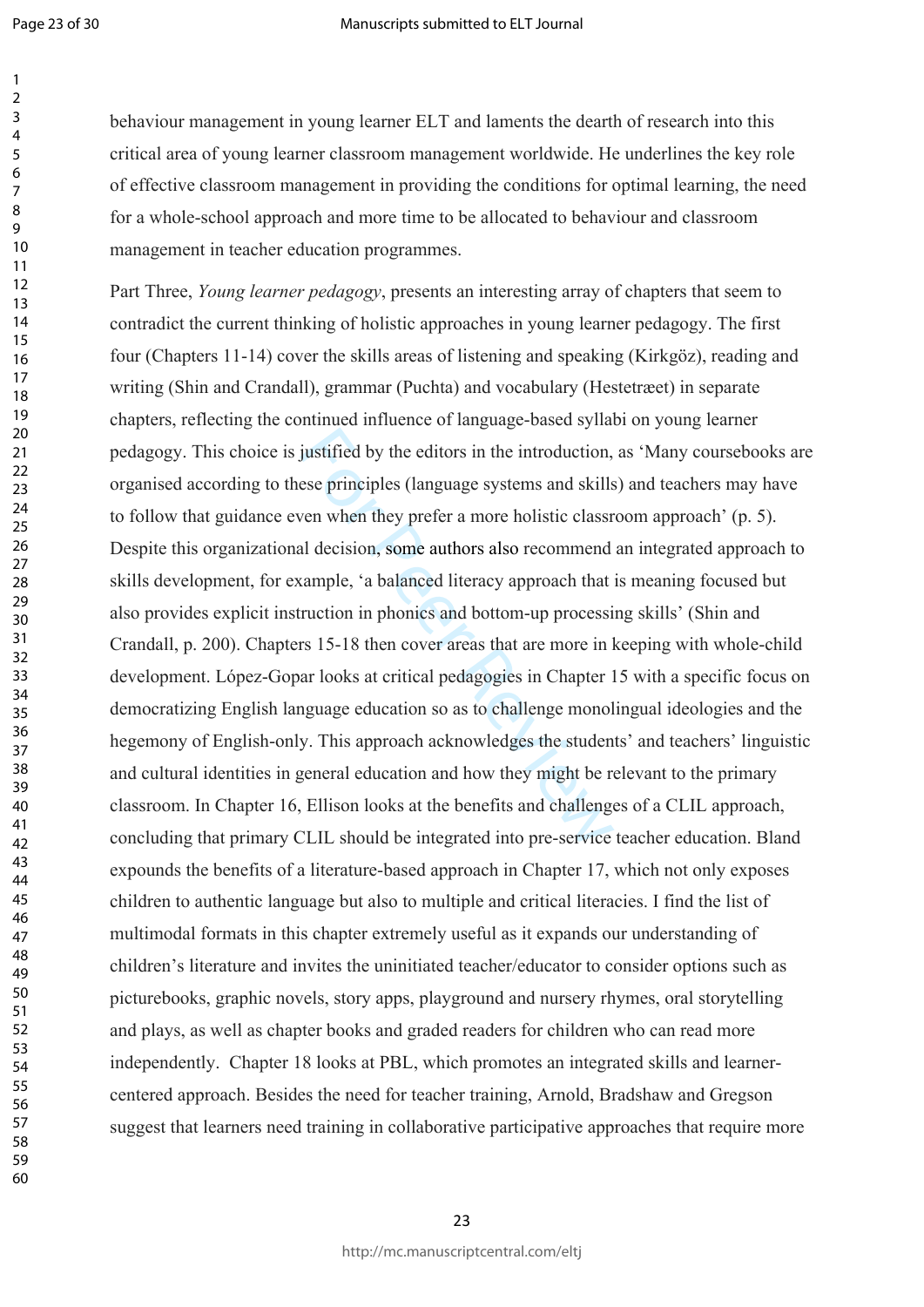behaviour management in young learner ELT and laments the dearth of research into this critical area of young learner classroom management worldwide. He underlines the key role of effective classroom management in providing the conditions for optimal learning, the need for a whole-school approach and more time to be allocated to behaviour and classroom management in teacher education programmes.

Part Three, *Young learner pedagogy*, presents an interesting array of chapters that seem to contradict the current thinking of holistic approaches in young learner pedagogy. The first four (Chapters 11-14) cover the skills areas of listening and speaking (Kirkgöz), reading and writing (Shin and Crandall), grammar (Puchta) and vocabulary (Hestetræet) in separate chapters, reflecting the continued influence of language-based syllabi on young learner pedagogy. This choice is justified by the editors in the introduction, as 'Many coursebooks are organised according to these principles (language systems and skills) and teachers may have to follow that guidance even when they prefer a more holistic classroom approach' (p. 5). Despite this organizational decision, some authors also recommend an integrated approach to skills development, for example, 'a balanced literacy approach that is meaning focused but also provides explicit instruction in phonics and bottom-up processing skills' (Shin and Crandall, p. 200). Chapters 15-18 then cover areas that are more in keeping with whole-child development. López-Gopar looks at critical pedagogies in Chapter 15 with a specific focus on democratizing English language education so as to challenge monolingual ideologies and the hegemony of English-only. This approach acknowledges the students' and teachers' linguistic and cultural identities in general education and how they might be relevant to the primary classroom. In Chapter 16, Ellison looks at the benefits and challenges of a CLIL approach, concluding that primary CLIL should be integrated into pre-service teacher education. Bland expounds the benefits of a literature-based approach in Chapter 17, which not only exposes children to authentic language but also to multiple and critical literacies. I find the list of multimodal formats in this chapter extremely useful as it expands our understanding of children's literature and invites the uninitiated teacher/educator to consider options such as picturebooks, graphic novels, story apps, playground and nursery rhymes, oral storytelling and plays, as well as chapter books and graded readers for children who can read more independently. Chapter 18 looks at PBL, which promotes an integrated skills and learner-centered approach. Besides the need for teacher training, Arnold, Bradshaw and Gregson suggest that learners need training in collaborative participative approaches that require more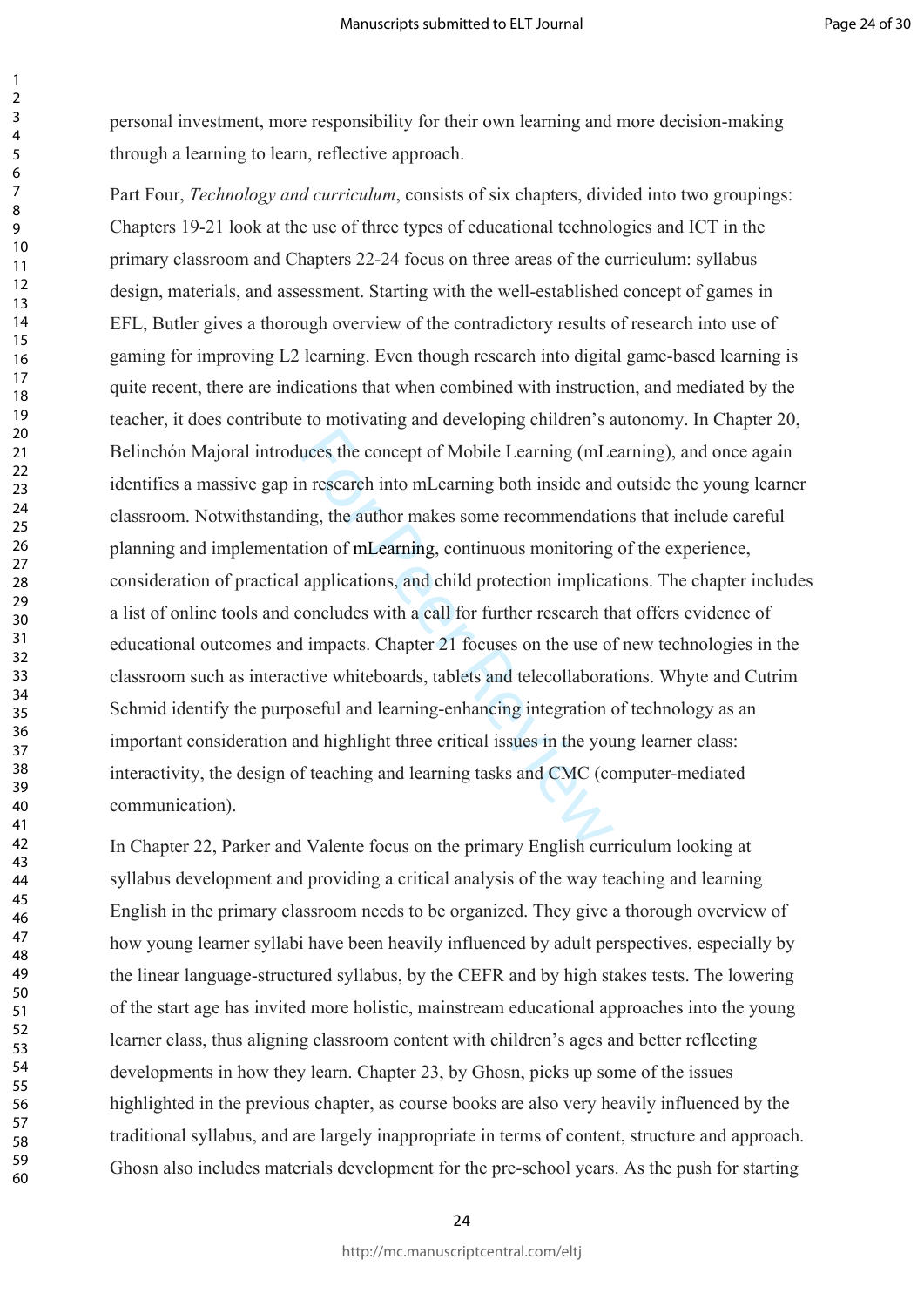personal investment, more responsibility for their own learning and more decision-making through a learning to learn, reflective approach.

Part Four, *Technology and curriculum*, consists of six chapters, divided into two groupings: Chapters 19-21 look at the use of three types of educational technologies and ICT in the primary classroom and Chapters 22-24 focus on three areas of the curriculum: syllabus design, materials, and assessment. Starting with the well-established concept of games in EFL, Butler gives a thorough overview of the contradictory results of research into use of gaming for improving L2 learning. Even though research into digital game-based learning is quite recent, there are indications that when combined with instruction, and mediated by the teacher, it does contribute to motivating and developing children's autonomy. In Chapter 20, Belinchón Majoral introduces the concept of Mobile Learning (mLearning), and once again identifies a massive gap in research into mLearning both inside and outside the young learner classroom. Notwithstanding, the author makes some recommendations that include careful planning and implementation of mLearning, continuous monitoring of the experience, consideration of practical applications, and child protection implications. The chapter includes a list of online tools and concludes with a call for further research that offers evidence of educational outcomes and impacts. Chapter 21 focuses on the use of new technologies in the classroom such as interactive whiteboards, tablets and telecollaborations. Whyte and Cutrim Schmid identify the purposeful and learning-enhancing integration of technology as an important consideration and highlight three critical issues in the young learner class: interactivity, the design of teaching and learning tasks and CMC (computer-mediated communication).

In Chapter 22, Parker and Valente focus on the primary English curriculum looking at syllabus development and providing a critical analysis of the way teaching and learning English in the primary classroom needs to be organized. They give a thorough overview of how young learner syllabi have been heavily influenced by adult perspectives, especially by the linear language-structured syllabus, by the CEFR and by high stakes tests. The lowering of the start age has invited more holistic, mainstream educational approaches into the young learner class, thus aligning classroom content with children's ages and better reflecting developments in how they learn. Chapter 23, by Ghosn, picks up some of the issues highlighted in the previous chapter, as course books are also very heavily influenced by the traditional syllabus, and are largely inappropriate in terms of content, structure and approach. Ghosn also includes materials development for the pre-school years. As the push for starting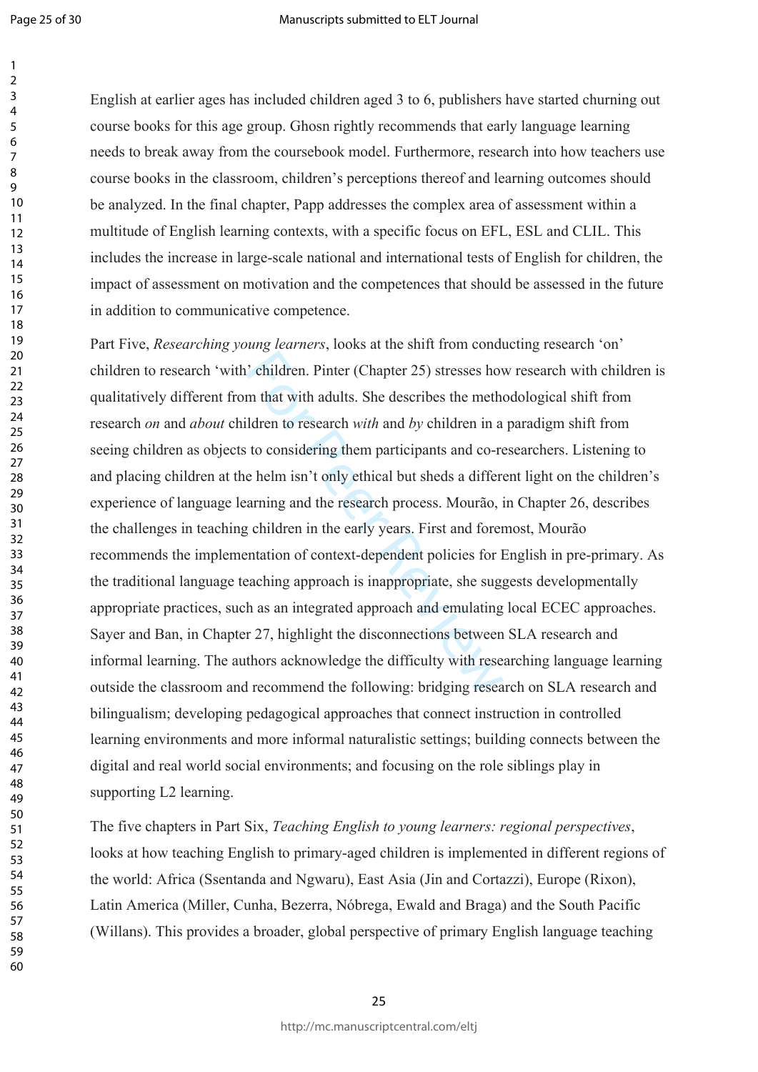English at earlier ages has included children aged 3 to 6, publishers have started churning out course books for this age group. Ghosn rightly recommends that early language learning needs to break away from the coursebook model. Furthermore, research into how teachers use course books in the classroom, children's perceptions thereof and learning outcomes should be analyzed. In the final chapter, Papp addresses the complex area of assessment within a multitude of English learning contexts, with a specific focus on EFL, ESL and CLIL. This includes the increase in large-scale national and international tests of English for children, the impact of assessment on motivation and the competences that should be assessed in the future in addition to communicative competence.

Part Five, *Researching young learners*, looks at the shift from conducting research 'on' children to research 'with' children. Pinter (Chapter 25) stresses how research with children is qualitatively different from that with adults. She describes the methodological shift from research *on* and *about* children to research *with* and *by* children in a paradigm shift from seeing children as objects to considering them participants and co-researchers. Listening to and placing children at the helm isn't only ethical but sheds a different light on the children's experience of language learning and the research process. Mourão, in Chapter 26, describes the challenges in teaching children in the early years. First and foremost, Mourão recommends the implementation of context-dependent policies for English in pre-primary. As the traditional language teaching approach is inappropriate, she suggests developmentally appropriate practices, such as an integrated approach and emulating local ECEC approaches. Sayer and Ban, in Chapter 27, highlight the disconnections between SLA research and informal learning. The authors acknowledge the difficulty with researching language learning outside the classroom and recommend the following: bridging research on SLA research and bilingualism; developing pedagogical approaches that connect instruction in controlled learning environments and more informal naturalistic settings; building connects between the digital and real world social environments; and focusing on the role siblings play in supporting L2 learning.

The five chapters in Part Six, *Teaching English to young learners: regional perspectives*, looks at how teaching English to primary-aged children is implemented in different regions of the world: Africa (Ssentanda and Ngwaru), East Asia (Jin and Cortazzi), Europe (Rixon), Latin America (Miller, Cunha, Bezerra, Nóbrega, Ewald and Braga) and the South Pacific (Willans). This provides a broader, global perspective of primary English language teaching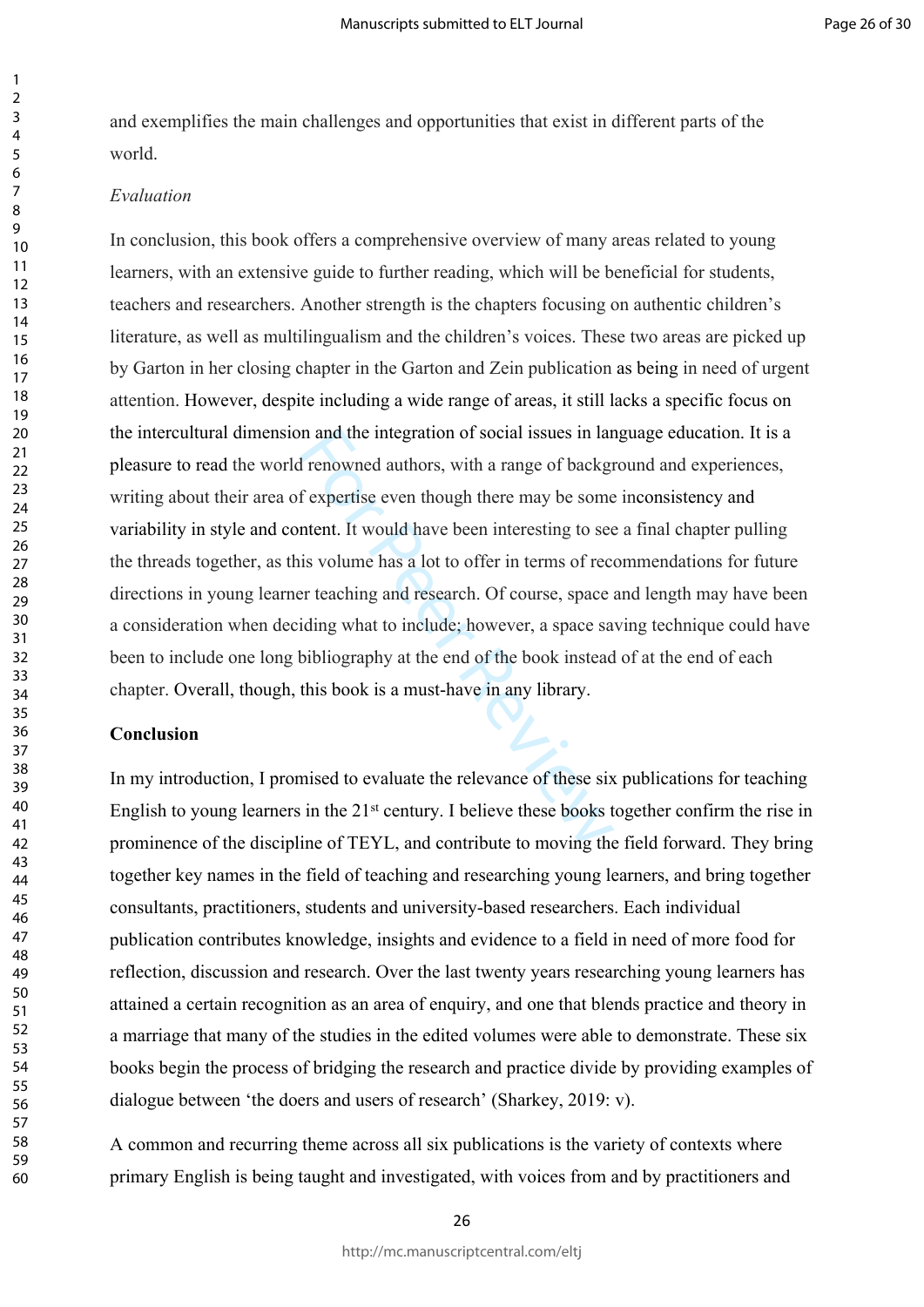and exemplifies the main challenges and opportunities that exist in different parts of the world.

*Evaluation*

In conclusion, this book offers a comprehensive overview of many areas related to young learners, with an extensive guide to further reading, which will be beneficial for students, teachers and researchers. Another strength is the chapters focusing on authentic children's literature, as well as multilingualism and the children's voices. These two areas are picked up by Garton in her closing chapter in the Garton and Zein publication as being in need of urgent attention. However, despite including a wide range of areas, it still lacks a specific focus on the intercultural dimension and the integration of social issues in language education. It is a pleasure to read the world renowned authors, with a range of background and experiences, writing about their area of expertise even though there may be some inconsistency and variability in style and content. It would have been interesting to see a final chapter pulling the threads together, as this volume has a lot to offer in terms of recommendations for future directions in young learner teaching and research. Of course, space and length may have been a consideration when deciding what to include; however, a space saving technique could have been to include one long bibliography at the end of the book instead of at the end of each chapter. Overall, though, this book is a must-have in any library.

**Conclusion**

In my introduction, I promised to evaluate the relevance of these six publications for teaching English to young learners in the 21st century. I believe these books together confirm the rise in prominence of the discipline of TEYL, and contribute to moving the field forward. They bring together key names in the field of teaching and researching young learners, and bring together consultants, practitioners, students and university-based researchers. Each individual publication contributes knowledge, insights and evidence to a field in need of more food for reflection, discussion and research. Over the last twenty years researching young learners has attained a certain recognition as an area of enquiry, and one that blends practice and theory in a marriage that many of the studies in the edited volumes were able to demonstrate. These six books begin the process of bridging the research and practice divide by providing examples of dialogue between 'the doers and users of research' (Sharkey, 2019: v).

A common and recurring theme across all six publications is the variety of contexts where primary English is being taught and investigated, with voices from and by practitioners and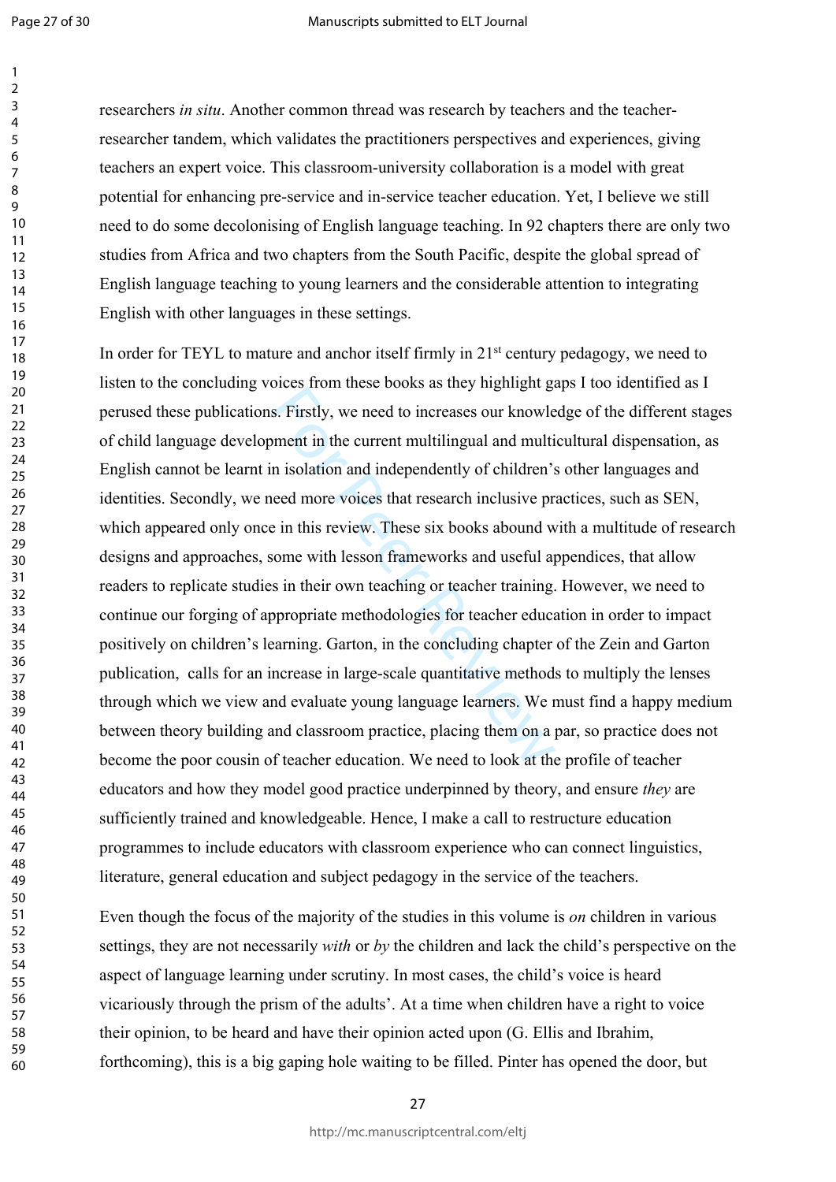researchers *in situ*. Another common thread was research by teachers and the teacher-researcher tandem, which validates the practitioners perspectives and experiences, giving teachers an expert voice. This classroom-university collaboration is a model with great potential for enhancing pre-service and in-service teacher education. Yet, I believe we still need to do some decolonising of English language teaching. In 92 chapters there are only two studies from Africa and two chapters from the South Pacific, despite the global spread of English language teaching to young learners and the considerable attention to integrating English with other languages in these settings.

In order for TEYL to mature and anchor itself firmly in 21st century pedagogy, we need to listen to the concluding voices from these books as they highlight gaps I too identified as I perused these publications. Firstly, we need to increases our knowledge of the different stages of child language development in the current multilingual and multicultural dispensation, as English cannot be learnt in isolation and independently of children's other languages and identities. Secondly, we need more voices that research inclusive practices, such as SEN, which appeared only once in this review. These six books abound with a multitude of research designs and approaches, some with lesson frameworks and useful appendices, that allow readers to replicate studies in their own teaching or teacher training. However, we need to continue our forging of appropriate methodologies for teacher education in order to impact positively on children's learning. Garton, in the concluding chapter of the Zein and Garton publication, calls for an increase in large-scale quantitative methods to multiply the lenses through which we view and evaluate young language learners. We must find a happy medium between theory building and classroom practice, placing them on a par, so practice does not become the poor cousin of teacher education. We need to look at the profile of teacher educators and how they model good practice underpinned by theory, and ensure *they* are sufficiently trained and knowledgeable. Hence, I make a call to restructure education programmes to include educators with classroom experience who can connect linguistics, literature, general education and subject pedagogy in the service of the teachers.

Even though the focus of the majority of the studies in this volume is *on* children in various settings, they are not necessarily *with* or *by* the children and lack the child's perspective on the aspect of language learning under scrutiny. In most cases, the child's voice is heard vicariously through the prism of the adults'. At a time when children have a right to voice their opinion, to be heard and have their opinion acted upon (G. Ellis and Ibrahim, forthcoming), this is a big gaping hole waiting to be filled. Pinter has opened the door, but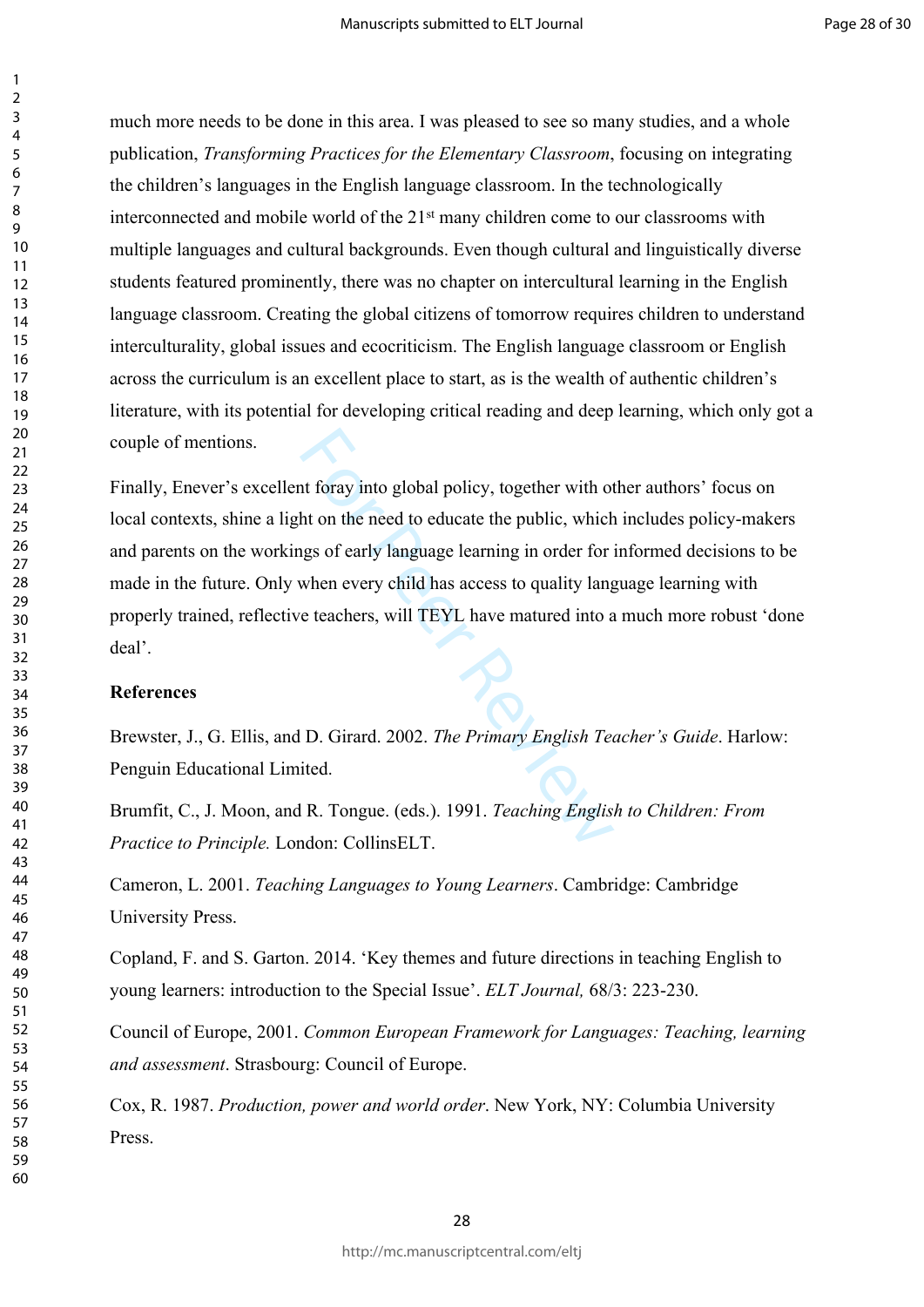much more needs to be done in this area. I was pleased to see so many studies, and a whole publication, *Transforming Practices for the Elementary Classroom*, focusing on integrating the children's languages in the English language classroom. In the technologically interconnected and mobile world of the 21st many children come to our classrooms with multiple languages and cultural backgrounds. Even though cultural and linguistically diverse students featured prominently, there was no chapter on intercultural learning in the English language classroom. Creating the global citizens of tomorrow requires children to understand interculturality, global issues and ecocriticism. The English language classroom or English across the curriculum is an excellent place to start, as is the wealth of authentic children's literature, with its potential for developing critical reading and deep learning, which only got a couple of mentions.

Finally, Enever's excellent foray into global policy, together with other authors' focus on local contexts, shine a light on the need to educate the public, which includes policy-makers and parents on the workings of early language learning in order for informed decisions to be made in the future. Only when every child has access to quality language learning with properly trained, reflective teachers, will TEYL have matured into a much more robust 'done deal'.

**References**

Brewster, J., G. Ellis, and D. Girard. 2002. *The Primary English Teacher's Guide*. Harlow: Penguin Educational Limited.

Brumfit, C., J. Moon, and R. Tongue. (eds.). 1991. *Teaching English to Children: From Practice to Principle.* London: CollinsELT.

Cameron, L. 2001. *Teaching Languages to Young Learners*. Cambridge: Cambridge University Press.

Copland, F. and S. Garton. 2014. 'Key themes and future directions in teaching English to young learners: introduction to the Special Issue'. *ELT Journal,* 68/3: 223-230.

Council of Europe, 2001. *Common European Framework for Languages: Teaching, learning and assessment*. Strasbourg: Council of Europe.

Cox, R. 1987. *Production, power and world order*. New York, NY: Columbia University Press.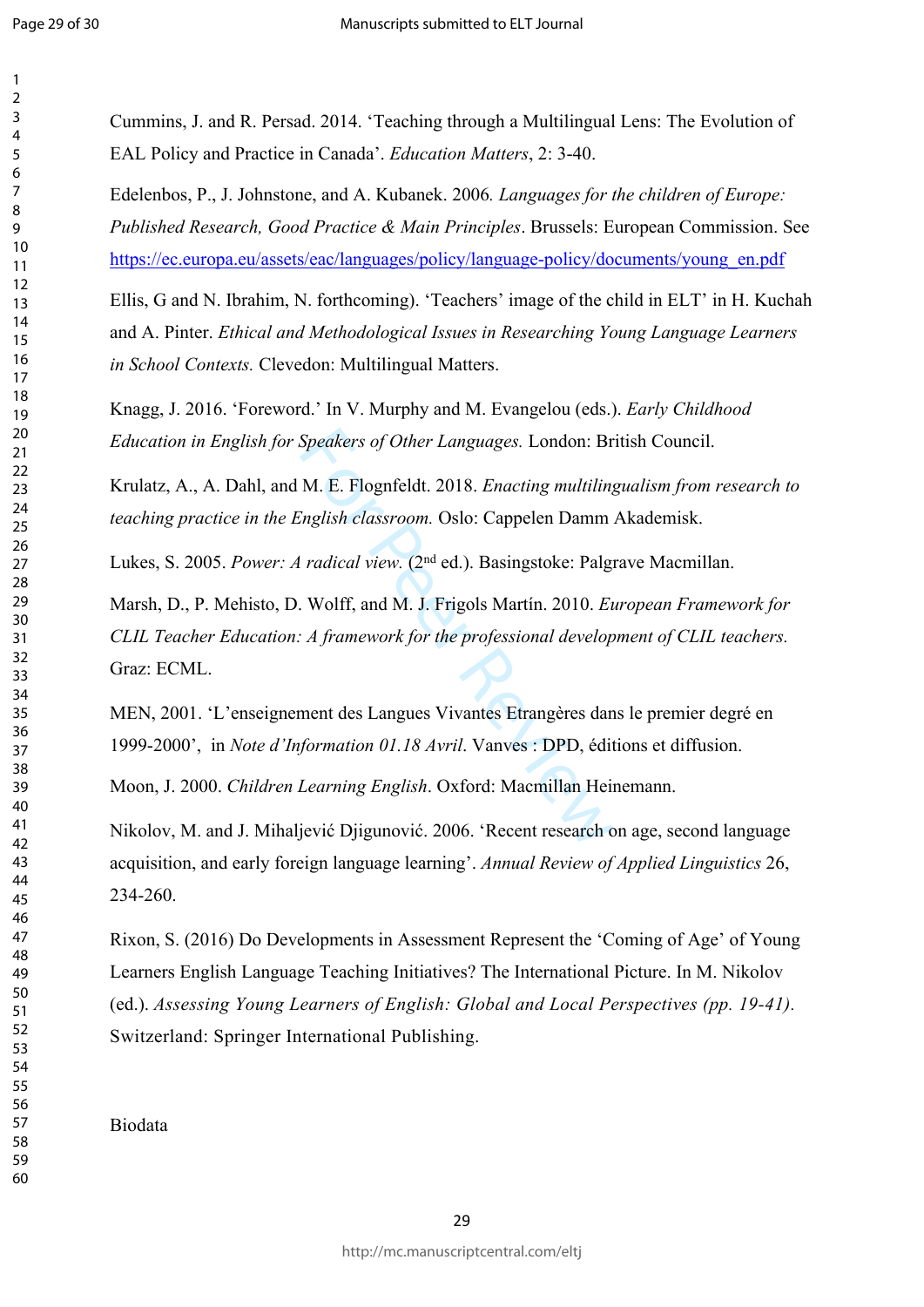Cummins, J. and R. Persad. 2014. 'Teaching through a Multilingual Lens: The Evolution of EAL Policy and Practice in Canada'. *Education Matters*, 2: 3-40.

Edelenbos, P., J. Johnstone, and A. Kubanek. 2006*. Languages for the children of Europe: Published Research, Good Practice & Main Principles*. Brussels: European Commission. See https://ec.europa.eu/assets/eac/languages/policy/language-policy/documents/young_en.pdf

Ellis, G and N. Ibrahim, N. forthcoming). 'Teachers' image of the child in ELT' in H. Kuchah and A. Pinter. *Ethical and Methodological Issues in Researching Young Language Learners in School Contexts.* Clevedon: Multilingual Matters.

Knagg, J. 2016. 'Foreword.' In V. Murphy and M. Evangelou (eds.). *Early Childhood Education in English for Speakers of Other Languages.* London: British Council.

Krulatz, A., A. Dahl, and M. E. Flognfeldt. 2018. *Enacting multilingualism from research to teaching practice in the English classroom.* Oslo: Cappelen Damm Akademisk.

Lukes, S. 2005. *Power: A radical view.* (2nd ed.). Basingstoke: Palgrave Macmillan.

Marsh, D., P. Mehisto, D. Wolff, and M. J. Frigols Martín. 2010. *European Framework for CLIL Teacher Education: A framework for the professional development of CLIL teachers.* Graz: ECML.

MEN, 2001. 'L'enseignement des Langues Vivantes Etrangères dans le premier degré en 1999-2000', in *Note d'Information 01.18 Avril*. Vanves : DPD, éditions et diffusion.

Moon, J. 2000. *Children Learning English*. Oxford: Macmillan Heinemann.

Nikolov, M. and J. Mihaljević Djigunović. 2006. 'Recent research on age, second language acquisition, and early foreign language learning'. *Annual Review of Applied Linguistics* 26, 234-260.

Rixon, S. (2016) Do Developments in Assessment Represent the 'Coming of Age' of Young Learners English Language Teaching Initiatives? The International Picture. In M. Nikolov (ed.). *Assessing Young Learners of English: Global and Local Perspectives (pp. 19-41).* Switzerland: Springer International Publishing.

Biodata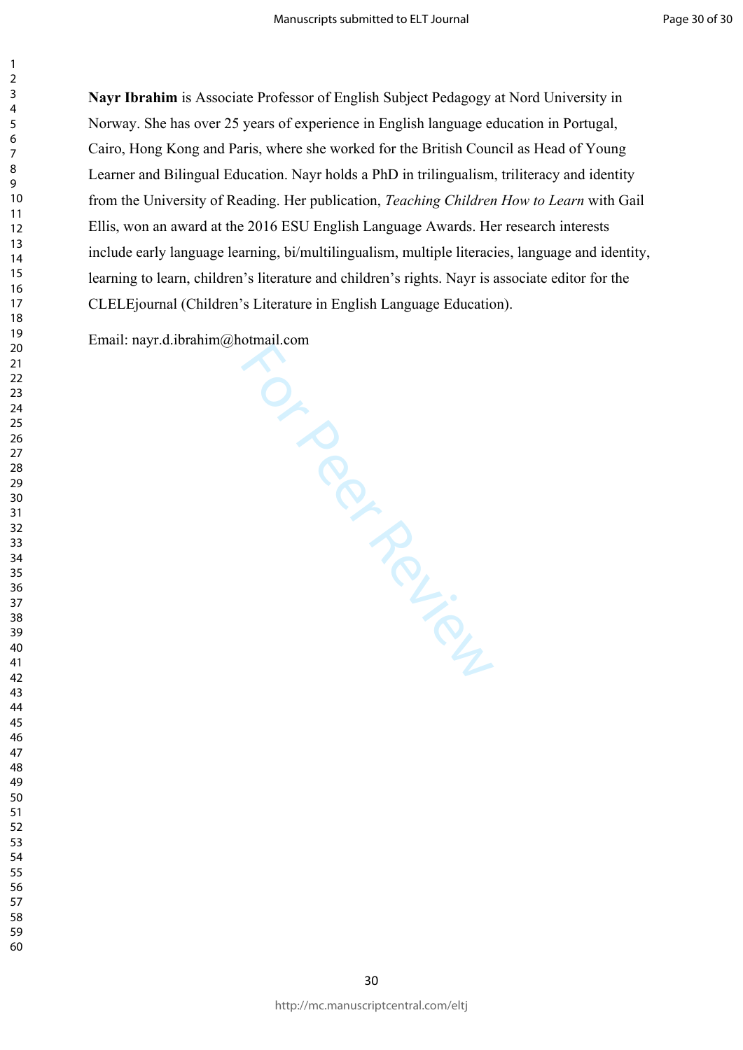**Nayr Ibrahim** is Associate Professor of English Subject Pedagogy at Nord University in Norway. She has over 25 years of experience in English language education in Portugal, Cairo, Hong Kong and Paris, where she worked for the British Council as Head of Young Learner and Bilingual Education. Nayr holds a PhD in trilingualism, triliteracy and identity from the University of Reading. Her publication, *Teaching Children How to Learn* with Gail Ellis, won an award at the 2016 ESU English Language Awards. Her research interests include early language learning, bi/multilingualism, multiple literacies, language and identity, learning to learn, children's literature and children's rights. Nayr is associate editor for the CLELEjournal (Children's Literature in English Language Education).

Email: nayr.d.ibrahim@hotmail.com